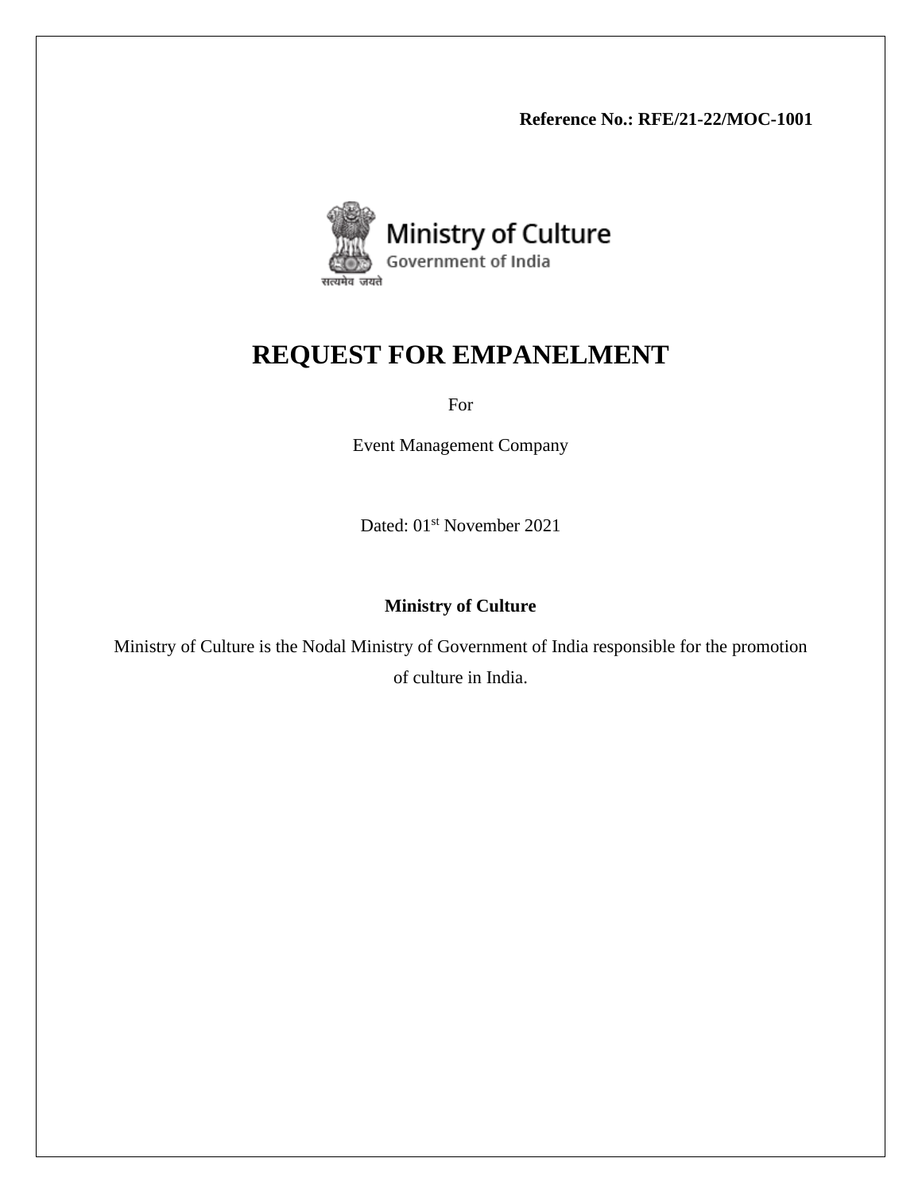**Reference No.: RFE/21-22/MOC-1001**

Ministry of Culture

Government of India

सत्यमेव जयते

# REQUEST FOR EMPANELMENT

For

Event Management Company

Dated: 01st November 2021

**Ministry of Culture**

Ministry of Culture is the Nodal Ministry of Government of India responsible for the promotion of culture in India.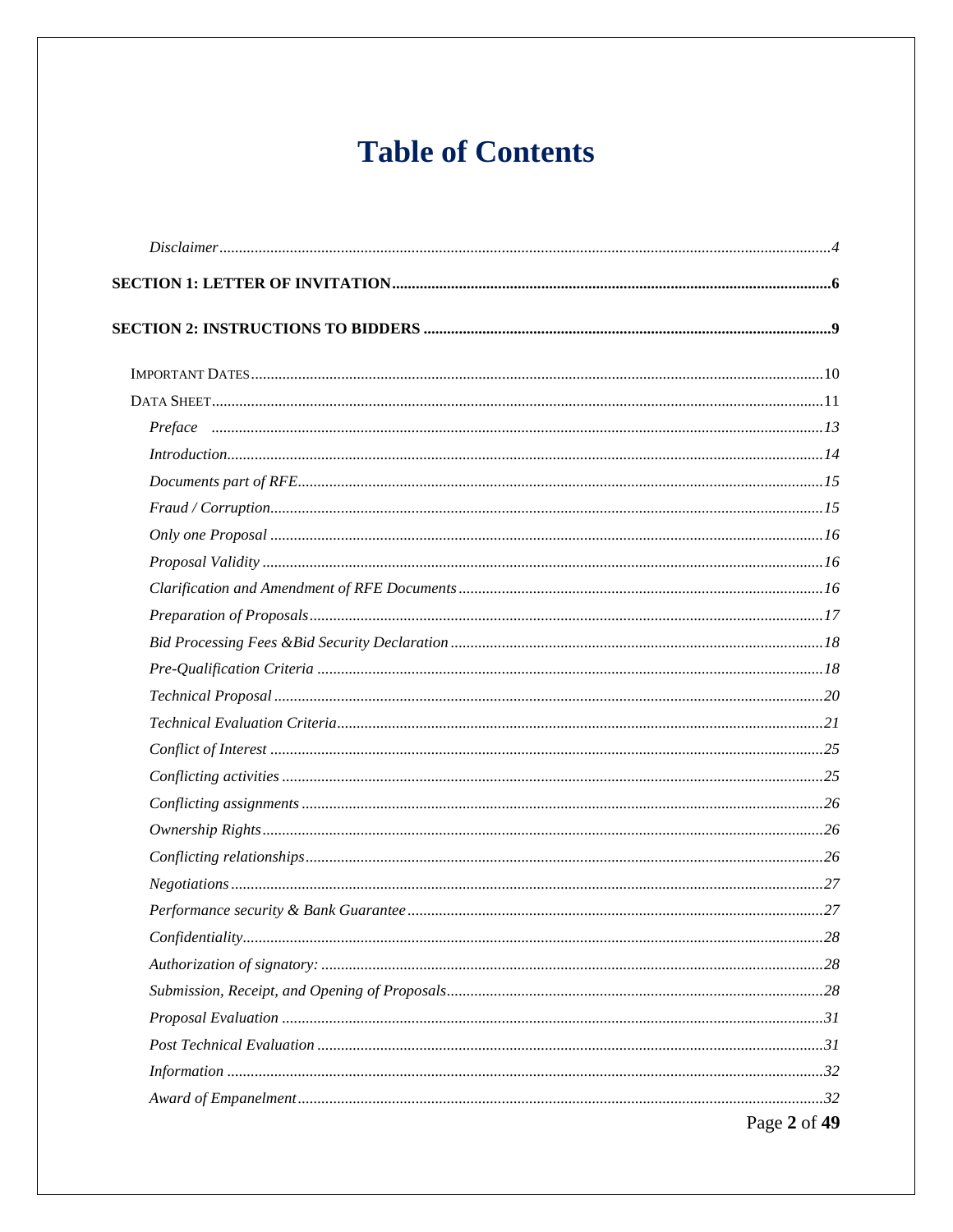# Table of Contents

*Disclaimer* ........ *4*

**SECTION 1: LETTER OF INVITATION** ........ **6**

**SECTION 2: INSTRUCTIONS TO BIDDERS** ........ **9**

IMPORTANT DATES ........ 10

DATA SHEET ........ 11

*Preface* ........ *13*

*Introduction* ........ *14*

*Documents part of RFE* ........ *15*

*Fraud / Corruption* ........ *15*

*Only one Proposal* ........ *16*

*Proposal Validity* ........ *16*

*Clarification and Amendment of RFE Documents* ........ *16*

*Preparation of Proposals* ........ *17*

*Bid Processing Fees &Bid Security Declaration* ........ *18*

*Pre-Qualification Criteria* ........ *18*

*Technical Proposal* ........ *20*

*Technical Evaluation Criteria* ........ *21*

*Conflict of Interest* ........ *25*

*Conflicting activities* ........ *25*

*Conflicting assignments* ........ *26*

*Ownership Rights* ........ *26*

*Conflicting relationships* ........ *26*

*Negotiations* ........ *27*

*Performance security & Bank Guarantee* ........ *27*

*Confidentiality* ........ *28*

*Authorization of signatory:* ........ *28*

*Submission, Receipt, and Opening of Proposals* ........ *28*

*Proposal Evaluation* ........ *31*

*Post Technical Evaluation* ........ *31*

*Information* ........ *32*

*Award of Empanelment* ........ *32*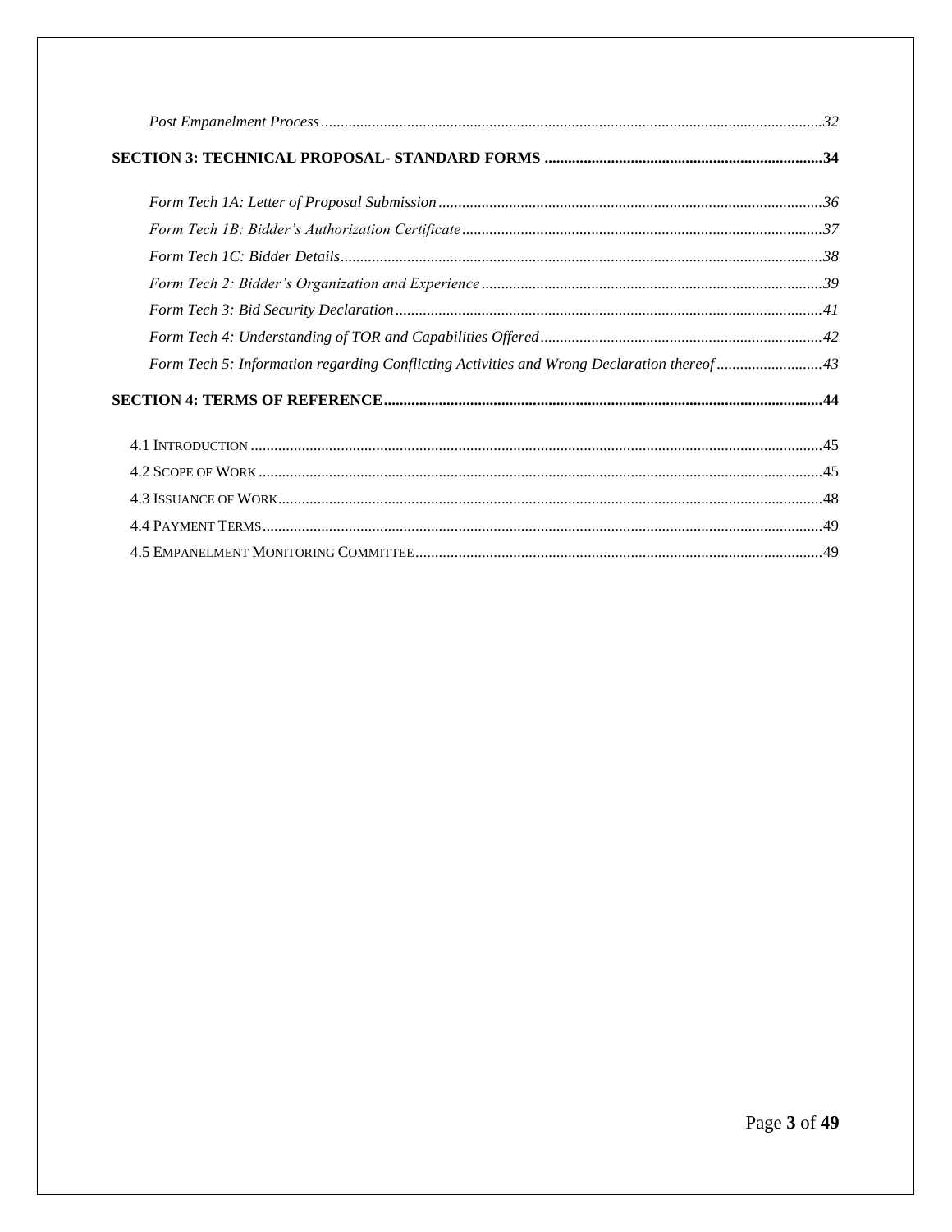*Post Empanelment Process* ... 32

**SECTION 3: TECHNICAL PROPOSAL- STANDARD FORMS** ... **34**

*Form Tech 1A: Letter of Proposal Submission* ... 36

*Form Tech 1B: Bidder's Authorization Certificate* ... 37

*Form Tech 1C: Bidder Details* ... 38

*Form Tech 2: Bidder's Organization and Experience* ... 39

*Form Tech 3: Bid Security Declaration* ... 41

*Form Tech 4: Understanding of TOR and Capabilities Offered* ... 42

*Form Tech 5: Information regarding Conflicting Activities and Wrong Declaration thereof* ... 43

**SECTION 4: TERMS OF REFERENCE** ... **44**

4.1 INTRODUCTION ... 45

4.2 SCOPE OF WORK ... 45

4.3 ISSUANCE OF WORK ... 48

4.4 PAYMENT TERMS ... 49

4.5 EMPANELMENT MONITORING COMMITTEE ... 49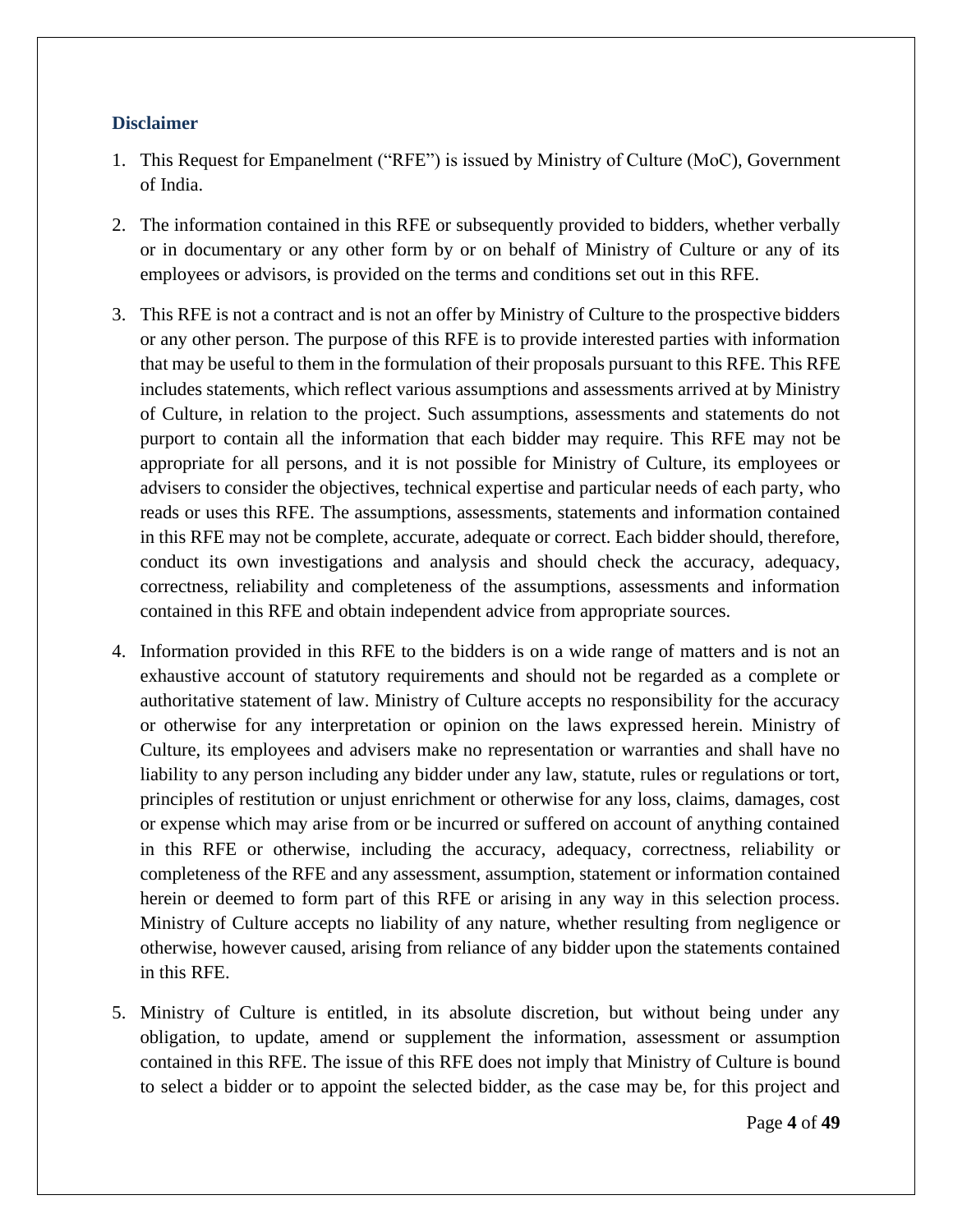## Disclaimer

1. This Request for Empanelment ("RFE") is issued by Ministry of Culture (MoC), Government of India.

2. The information contained in this RFE or subsequently provided to bidders, whether verbally or in documentary or any other form by or on behalf of Ministry of Culture or any of its employees or advisors, is provided on the terms and conditions set out in this RFE.

3. This RFE is not a contract and is not an offer by Ministry of Culture to the prospective bidders or any other person. The purpose of this RFE is to provide interested parties with information that may be useful to them in the formulation of their proposals pursuant to this RFE. This RFE includes statements, which reflect various assumptions and assessments arrived at by Ministry of Culture, in relation to the project. Such assumptions, assessments and statements do not purport to contain all the information that each bidder may require. This RFE may not be appropriate for all persons, and it is not possible for Ministry of Culture, its employees or advisers to consider the objectives, technical expertise and particular needs of each party, who reads or uses this RFE. The assumptions, assessments, statements and information contained in this RFE may not be complete, accurate, adequate or correct. Each bidder should, therefore, conduct its own investigations and analysis and should check the accuracy, adequacy, correctness, reliability and completeness of the assumptions, assessments and information contained in this RFE and obtain independent advice from appropriate sources.

4. Information provided in this RFE to the bidders is on a wide range of matters and is not an exhaustive account of statutory requirements and should not be regarded as a complete or authoritative statement of law. Ministry of Culture accepts no responsibility for the accuracy or otherwise for any interpretation or opinion on the laws expressed herein. Ministry of Culture, its employees and advisers make no representation or warranties and shall have no liability to any person including any bidder under any law, statute, rules or regulations or tort, principles of restitution or unjust enrichment or otherwise for any loss, claims, damages, cost or expense which may arise from or be incurred or suffered on account of anything contained in this RFE or otherwise, including the accuracy, adequacy, correctness, reliability or completeness of the RFE and any assessment, assumption, statement or information contained herein or deemed to form part of this RFE or arising in any way in this selection process. Ministry of Culture accepts no liability of any nature, whether resulting from negligence or otherwise, however caused, arising from reliance of any bidder upon the statements contained in this RFE.

5. Ministry of Culture is entitled, in its absolute discretion, but without being under any obligation, to update, amend or supplement the information, assessment or assumption contained in this RFE. The issue of this RFE does not imply that Ministry of Culture is bound to select a bidder or to appoint the selected bidder, as the case may be, for this project and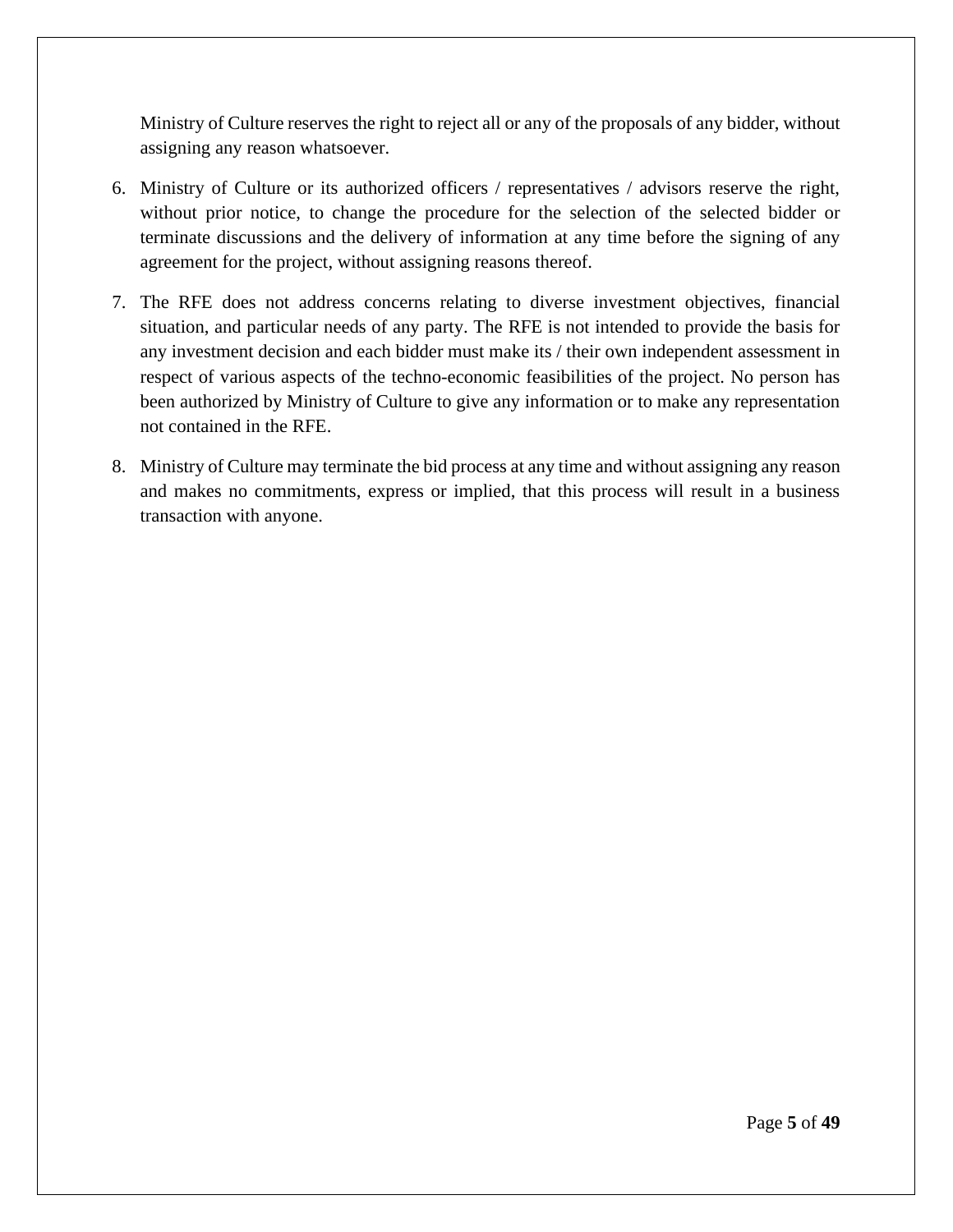Ministry of Culture reserves the right to reject all or any of the proposals of any bidder, without assigning any reason whatsoever.

6. Ministry of Culture or its authorized officers / representatives / advisors reserve the right, without prior notice, to change the procedure for the selection of the selected bidder or terminate discussions and the delivery of information at any time before the signing of any agreement for the project, without assigning reasons thereof.

7. The RFE does not address concerns relating to diverse investment objectives, financial situation, and particular needs of any party. The RFE is not intended to provide the basis for any investment decision and each bidder must make its / their own independent assessment in respect of various aspects of the techno-economic feasibilities of the project. No person has been authorized by Ministry of Culture to give any information or to make any representation not contained in the RFE.

8. Ministry of Culture may terminate the bid process at any time and without assigning any reason and makes no commitments, express or implied, that this process will result in a business transaction with anyone.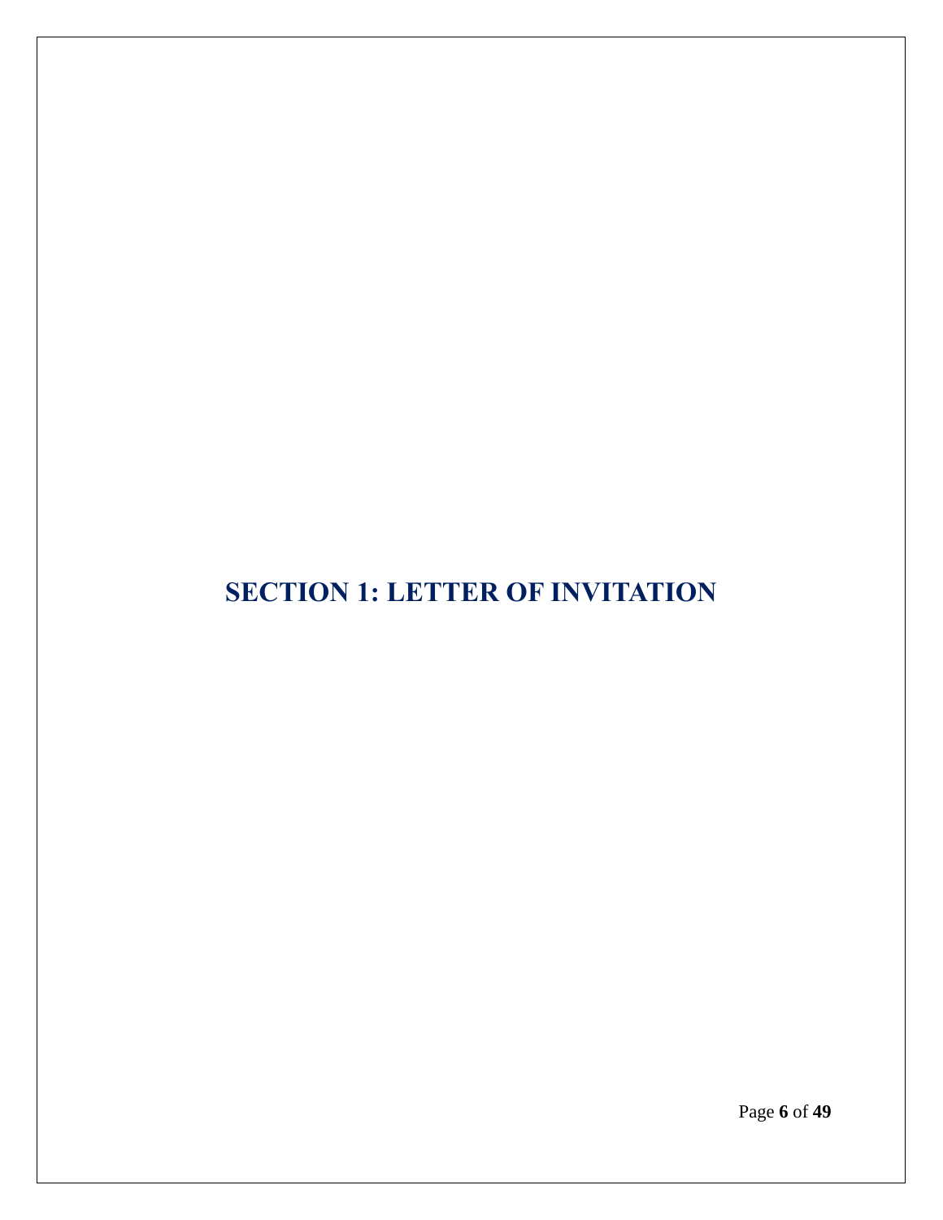# SECTION 1: LETTER OF INVITATION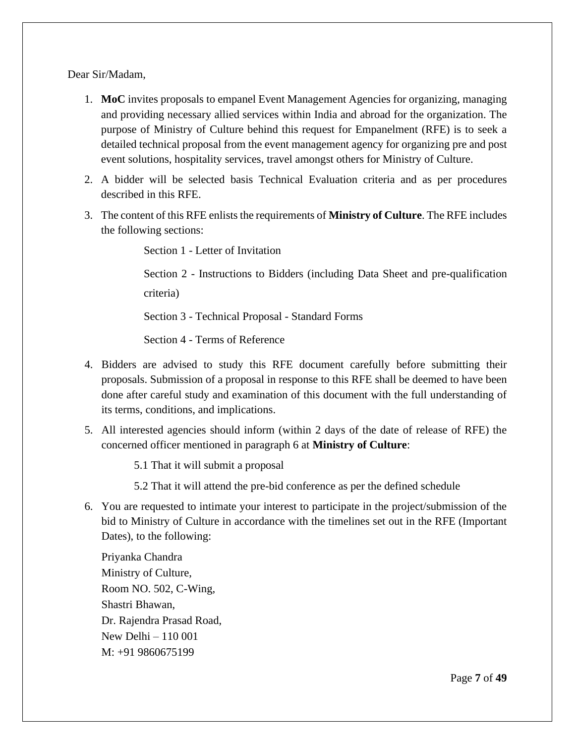Dear Sir/Madam,

1. **MoC** invites proposals to empanel Event Management Agencies for organizing, managing and providing necessary allied services within India and abroad for the organization. The purpose of Ministry of Culture behind this request for Empanelment (RFE) is to seek a detailed technical proposal from the event management agency for organizing pre and post event solutions, hospitality services, travel amongst others for Ministry of Culture.
2. A bidder will be selected basis Technical Evaluation criteria and as per procedures described in this RFE.
3. The content of this RFE enlists the requirements of **Ministry of Culture**. The RFE includes the following sections:

   Section 1 - Letter of Invitation

   Section 2 - Instructions to Bidders (including Data Sheet and pre-qualification criteria)

   Section 3 - Technical Proposal - Standard Forms

   Section 4 - Terms of Reference

4. Bidders are advised to study this RFE document carefully before submitting their proposals. Submission of a proposal in response to this RFE shall be deemed to have been done after careful study and examination of this document with the full understanding of its terms, conditions, and implications.
5. All interested agencies should inform (within 2 days of the date of release of RFE) the concerned officer mentioned in paragraph 6 at **Ministry of Culture**:

   5.1 That it will submit a proposal

   5.2 That it will attend the pre-bid conference as per the defined schedule

6. You are requested to intimate your interest to participate in the project/submission of the bid to Ministry of Culture in accordance with the timelines set out in the RFE (Important Dates), to the following:

   Priyanka Chandra
   Ministry of Culture,
   Room NO. 502, C-Wing,
   Shastri Bhawan,
   Dr. Rajendra Prasad Road,
   New Delhi – 110 001
   M: +91 9860675199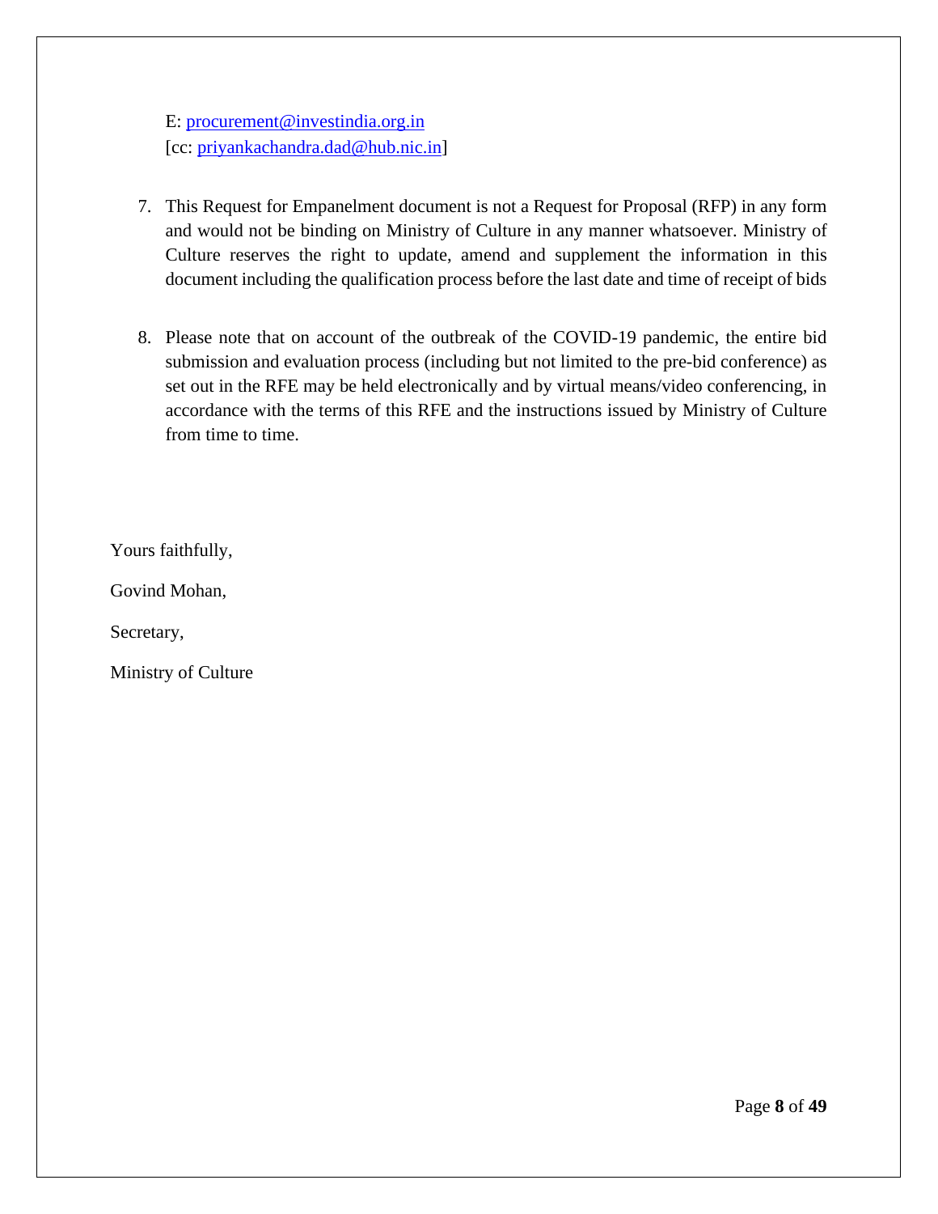E: procurement@investindia.org.in
[cc: priyankachandra.dad@hub.nic.in]

7. This Request for Empanelment document is not a Request for Proposal (RFP) in any form and would not be binding on Ministry of Culture in any manner whatsoever. Ministry of Culture reserves the right to update, amend and supplement the information in this document including the qualification process before the last date and time of receipt of bids

8. Please note that on account of the outbreak of the COVID-19 pandemic, the entire bid submission and evaluation process (including but not limited to the pre-bid conference) as set out in the RFE may be held electronically and by virtual means/video conferencing, in accordance with the terms of this RFE and the instructions issued by Ministry of Culture from time to time.

Yours faithfully,

Govind Mohan,

Secretary,

Ministry of Culture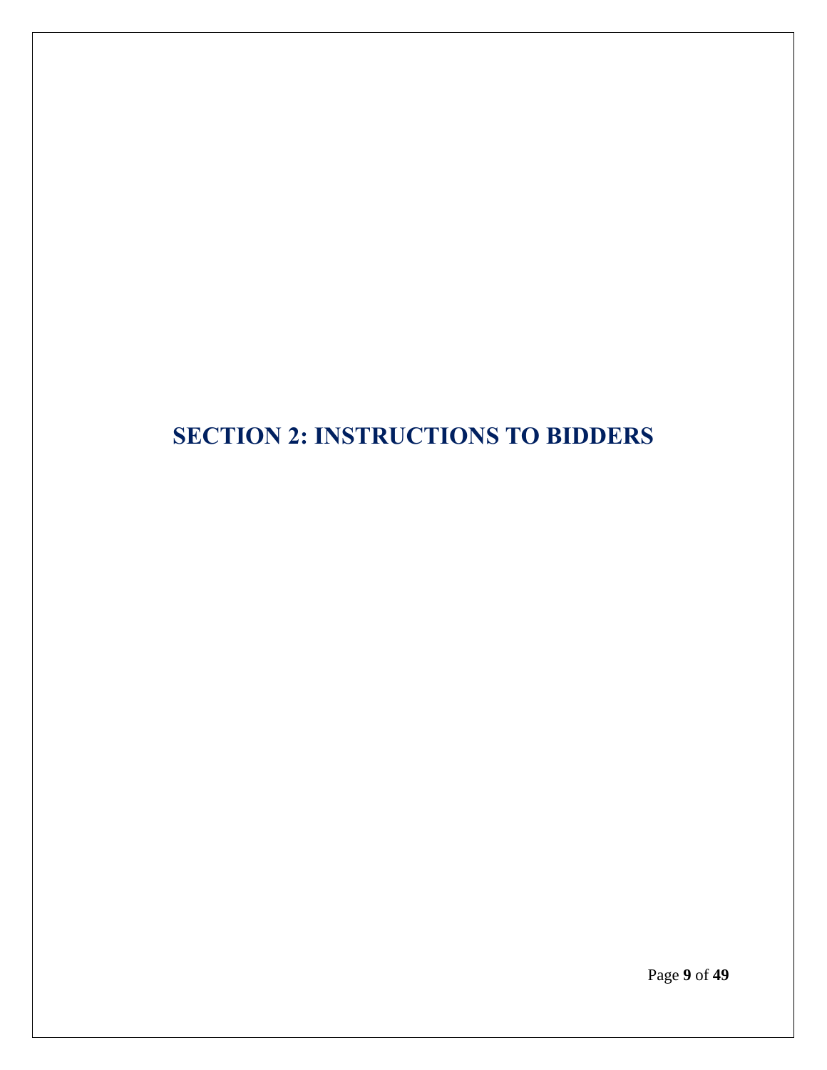# SECTION 2: INSTRUCTIONS TO BIDDERS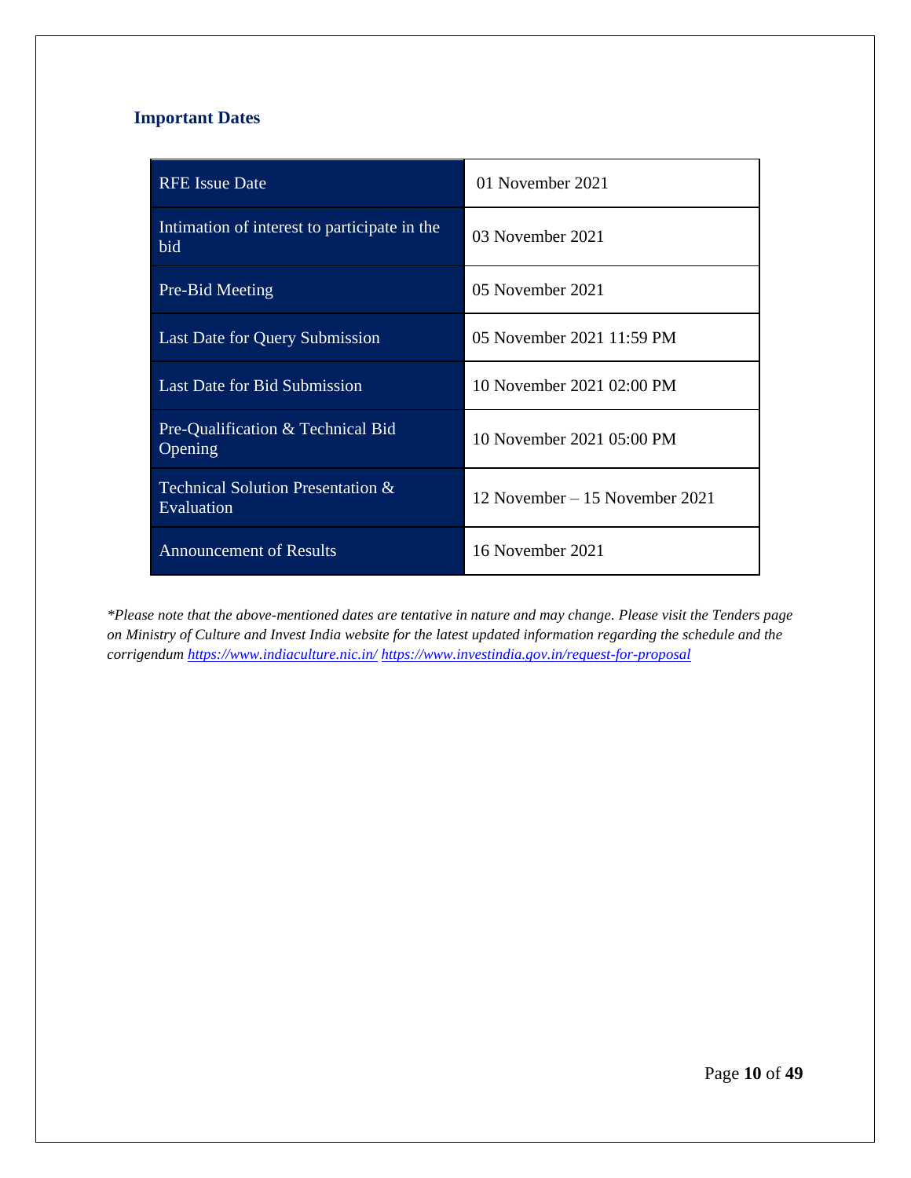## Important Dates

| | |
|---|---|
| RFE Issue Date | 01 November 2021 |
| Intimation of interest to participate in the bid | 03 November 2021 |
| Pre-Bid Meeting | 05 November 2021 |
| Last Date for Query Submission | 05 November 2021 11:59 PM |
| Last Date for Bid Submission | 10 November 2021 02:00 PM |
| Pre-Qualification & Technical Bid Opening | 10 November 2021 05:00 PM |
| Technical Solution Presentation & Evaluation | 12 November – 15 November 2021 |
| Announcement of Results | 16 November 2021 |

*\*Please note that the above-mentioned dates are tentative in nature and may change. Please visit the Tenders page on Ministry of Culture and Invest India website for the latest updated information regarding the schedule and the corrigendum [https://www.indiaculture.nic.in/](https://www.indiaculture.nic.in/) [https://www.investindia.gov.in/request-for-proposal](https://www.investindia.gov.in/request-for-proposal)*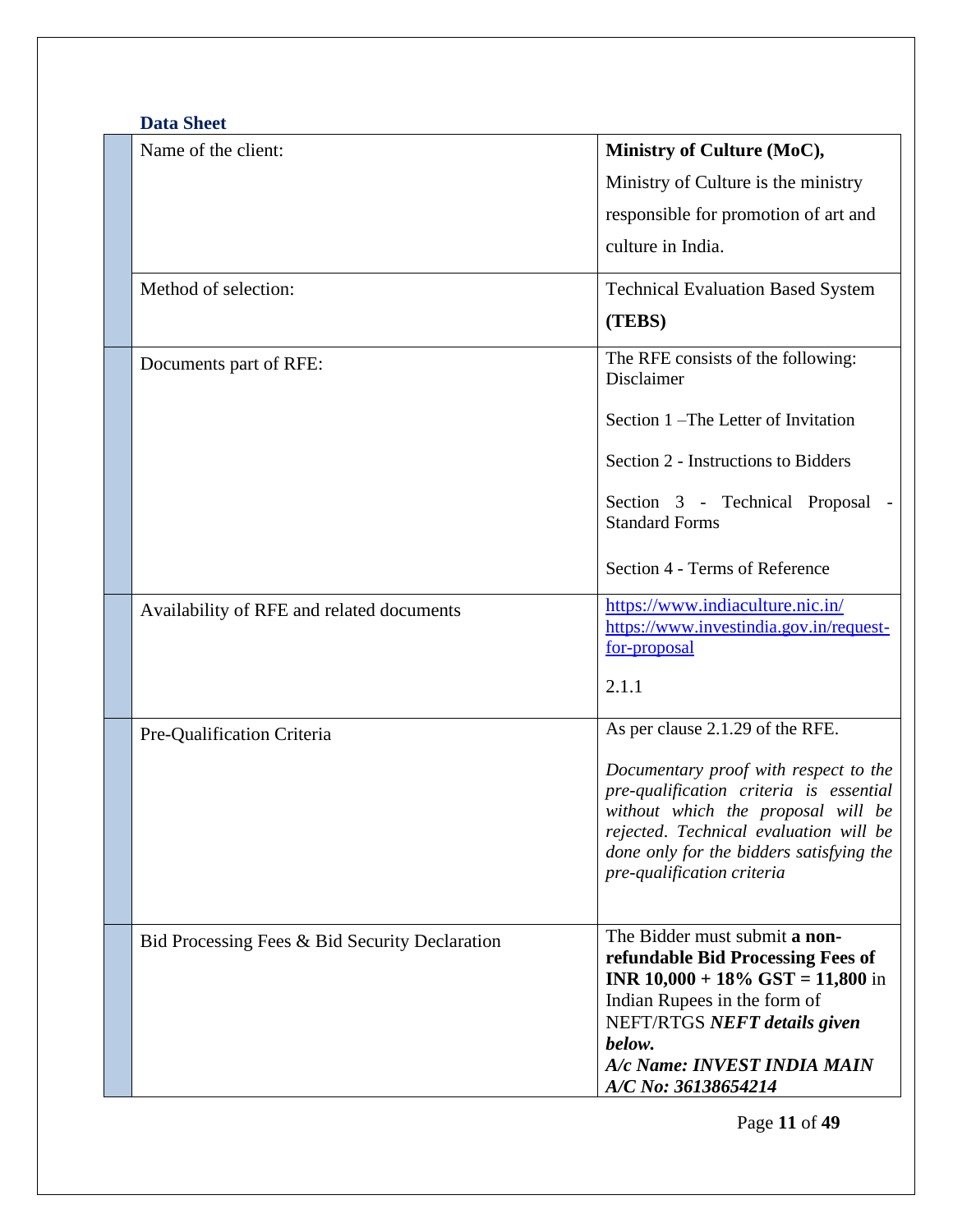### Data Sheet

| | | |
|---|---|---|
| | Name of the client: | **Ministry of Culture (MoC),** Ministry of Culture is the ministry responsible for promotion of art and culture in India. |
| | Method of selection: | Technical Evaluation Based System **(TEBS)** |
| | Documents part of RFE: | The RFE consists of the following: Disclaimer<br><br>Section 1 –The Letter of Invitation<br><br>Section 2 - Instructions to Bidders<br><br>Section 3 - Technical Proposal - Standard Forms<br><br>Section 4 - Terms of Reference |
| | Availability of RFE and related documents | https://www.indiaculture.nic.in/ https://www.investindia.gov.in/request-for-proposal<br><br>2.1.1 |
| | Pre-Qualification Criteria | As per clause 2.1.29 of the RFE.<br><br>*Documentary proof with respect to the pre-qualification criteria is essential without which the proposal will be rejected. Technical evaluation will be done only for the bidders satisfying the pre-qualification criteria* |
| | Bid Processing Fees & Bid Security Declaration | The Bidder must submit **a non-refundable Bid Processing Fees of INR 10,000 + 18% GST = 11,800** in Indian Rupees in the form of NEFT/RTGS ***NEFT details given below.***<br>***A/c Name: INVEST INDIA MAIN***<br>***A/C No: 36138654214*** |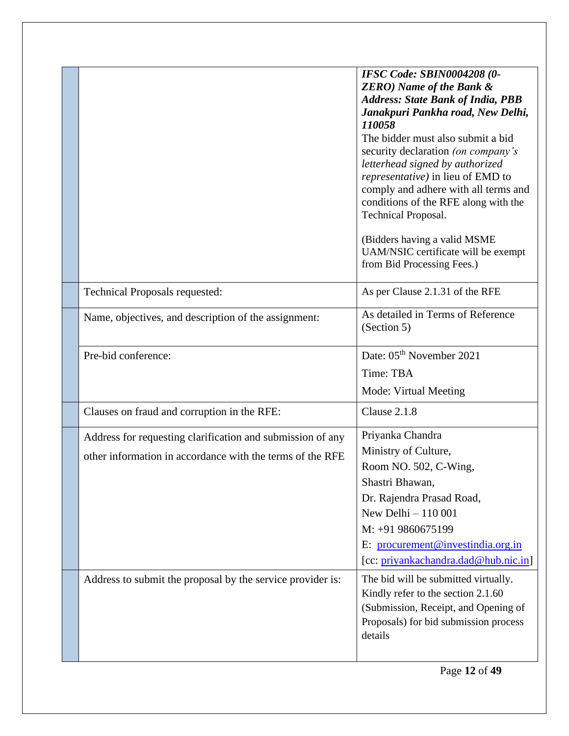| | | |
|---|---|---|
| | | ***IFSC Code: SBIN0004208 (0-ZERO) Name of the Bank & Address: State Bank of India, PBB Janakpuri Pankha road, New Delhi, 110058***<br>The bidder must also submit a bid security declaration *(on company's letterhead signed by authorized representative)* in lieu of EMD to comply and adhere with all terms and conditions of the RFE along with the Technical Proposal.<br><br>(Bidders having a valid MSME UAM/NSIC certificate will be exempt from Bid Processing Fees.) |
| | Technical Proposals requested: | As per Clause 2.1.31 of the RFE |
| | Name, objectives, and description of the assignment: | As detailed in Terms of Reference (Section 5) |
| | Pre-bid conference: | Date: 05th November 2021<br>Time: TBA<br>Mode: Virtual Meeting |
| | Clauses on fraud and corruption in the RFE: | Clause 2.1.8 |
| | Address for requesting clarification and submission of any other information in accordance with the terms of the RFE | Priyanka Chandra<br>Ministry of Culture,<br>Room NO. 502, C-Wing,<br>Shastri Bhawan,<br>Dr. Rajendra Prasad Road,<br>New Delhi – 110 001<br>M: +91 9860675199<br>E: procurement@investindia.org.in<br>[cc: priyankachandra.dad@hub.nic.in] |
| | Address to submit the proposal by the service provider is: | The bid will be submitted virtually. Kindly refer to the section 2.1.60 (Submission, Receipt, and Opening of Proposals) for bid submission process details |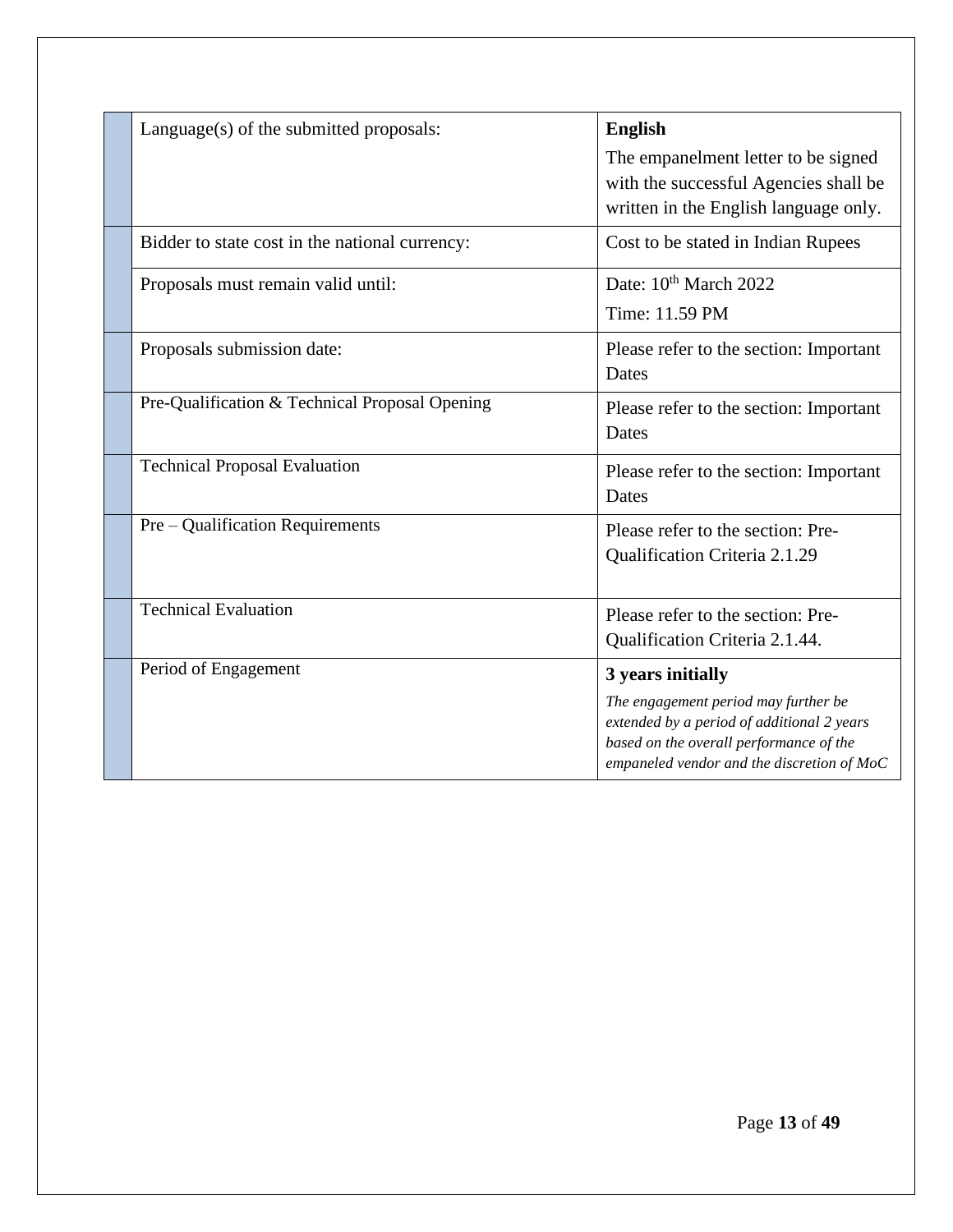| | | |
|---|---|---|
| | Language(s) of the submitted proposals: | **English**<br>The empanelment letter to be signed with the successful Agencies shall be written in the English language only. |
| | Bidder to state cost in the national currency: | Cost to be stated in Indian Rupees |
| | Proposals must remain valid until: | Date: 10th March 2022<br>Time: 11.59 PM |
| | Proposals submission date: | Please refer to the section: Important Dates |
| | Pre-Qualification & Technical Proposal Opening | Please refer to the section: Important Dates |
| | Technical Proposal Evaluation | Please refer to the section: Important Dates |
| | Pre – Qualification Requirements | Please refer to the section: Pre-Qualification Criteria 2.1.29 |
| | Technical Evaluation | Please refer to the section: Pre-Qualification Criteria 2.1.44. |
| | Period of Engagement | **3 years initially**<br>*The engagement period may further be extended by a period of additional 2 years based on the overall performance of the empaneled vendor and the discretion of MoC* |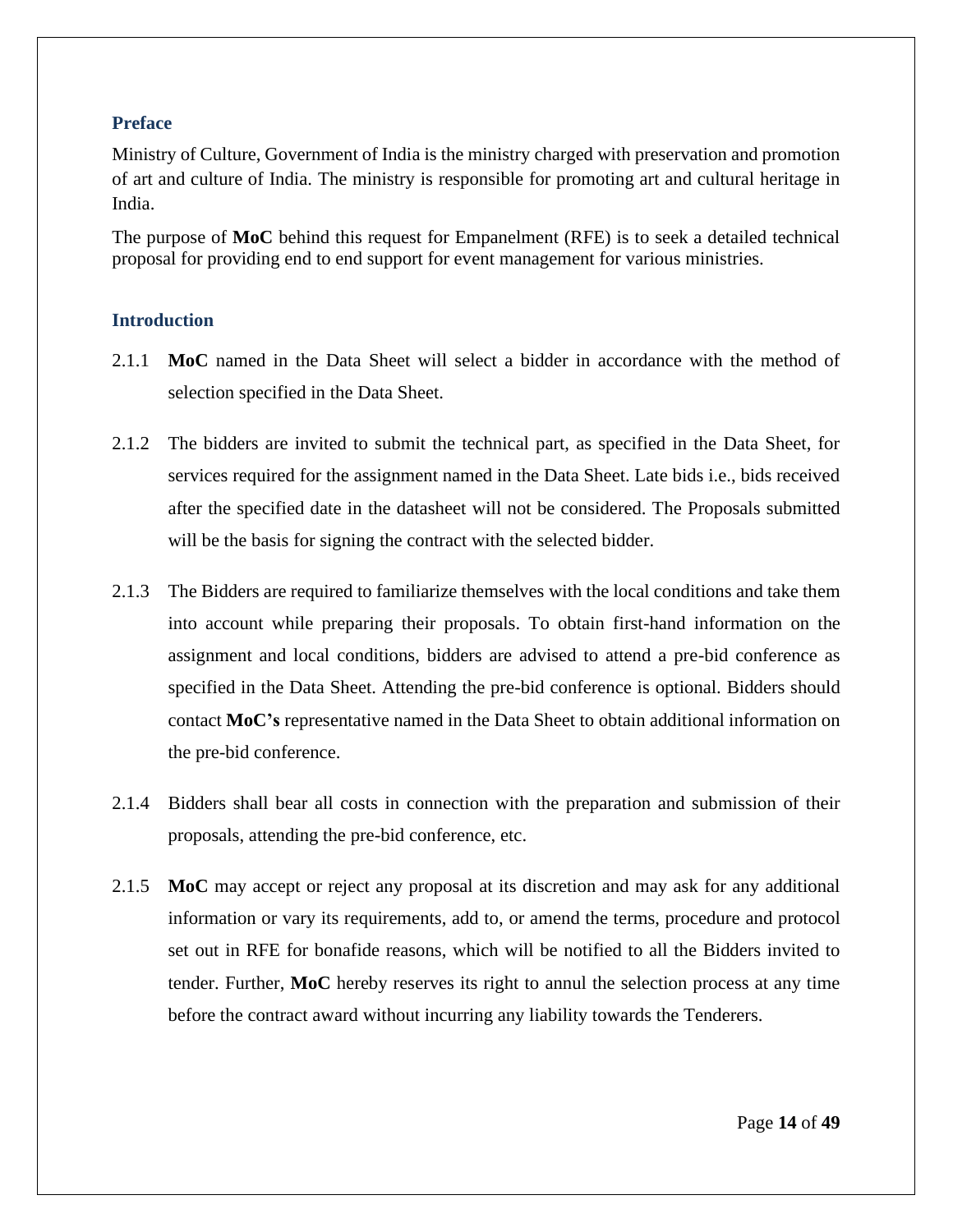## Preface

Ministry of Culture, Government of India is the ministry charged with preservation and promotion of art and culture of India. The ministry is responsible for promoting art and cultural heritage in India.

The purpose of **MoC** behind this request for Empanelment (RFE) is to seek a detailed technical proposal for providing end to end support for event management for various ministries.

## Introduction

2.1.1 **MoC** named in the Data Sheet will select a bidder in accordance with the method of selection specified in the Data Sheet.

2.1.2 The bidders are invited to submit the technical part, as specified in the Data Sheet, for services required for the assignment named in the Data Sheet. Late bids i.e., bids received after the specified date in the datasheet will not be considered. The Proposals submitted will be the basis for signing the contract with the selected bidder.

2.1.3 The Bidders are required to familiarize themselves with the local conditions and take them into account while preparing their proposals. To obtain first-hand information on the assignment and local conditions, bidders are advised to attend a pre-bid conference as specified in the Data Sheet. Attending the pre-bid conference is optional. Bidders should contact **MoC's** representative named in the Data Sheet to obtain additional information on the pre-bid conference.

2.1.4 Bidders shall bear all costs in connection with the preparation and submission of their proposals, attending the pre-bid conference, etc.

2.1.5 **MoC** may accept or reject any proposal at its discretion and may ask for any additional information or vary its requirements, add to, or amend the terms, procedure and protocol set out in RFE for bonafide reasons, which will be notified to all the Bidders invited to tender. Further, **MoC** hereby reserves its right to annul the selection process at any time before the contract award without incurring any liability towards the Tenderers.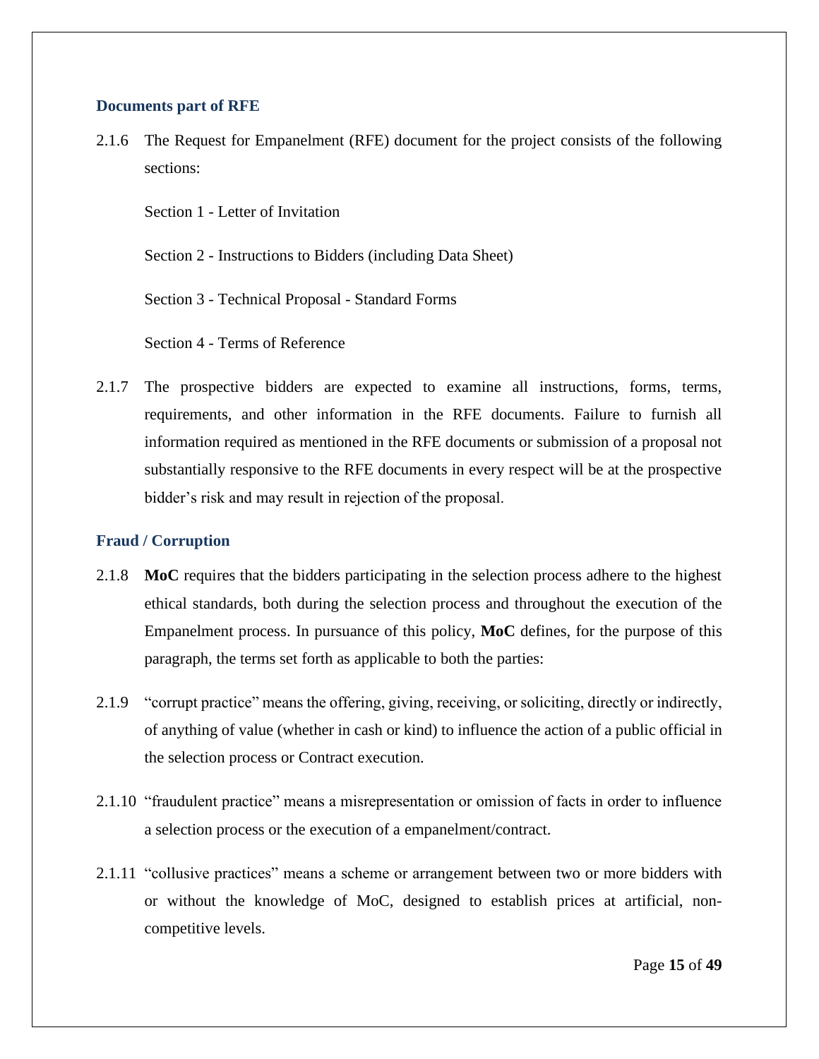### Documents part of RFE

2.1.6 The Request for Empanelment (RFE) document for the project consists of the following sections:

Section 1 - Letter of Invitation

Section 2 - Instructions to Bidders (including Data Sheet)

Section 3 - Technical Proposal - Standard Forms

Section 4 - Terms of Reference

2.1.7 The prospective bidders are expected to examine all instructions, forms, terms, requirements, and other information in the RFE documents. Failure to furnish all information required as mentioned in the RFE documents or submission of a proposal not substantially responsive to the RFE documents in every respect will be at the prospective bidder's risk and may result in rejection of the proposal.

### Fraud / Corruption

2.1.8 **MoC** requires that the bidders participating in the selection process adhere to the highest ethical standards, both during the selection process and throughout the execution of the Empanelment process. In pursuance of this policy, **MoC** defines, for the purpose of this paragraph, the terms set forth as applicable to both the parties:

2.1.9 "corrupt practice" means the offering, giving, receiving, or soliciting, directly or indirectly, of anything of value (whether in cash or kind) to influence the action of a public official in the selection process or Contract execution.

2.1.10 "fraudulent practice" means a misrepresentation or omission of facts in order to influence a selection process or the execution of a empanelment/contract.

2.1.11 "collusive practices" means a scheme or arrangement between two or more bidders with or without the knowledge of MoC, designed to establish prices at artificial, non-competitive levels.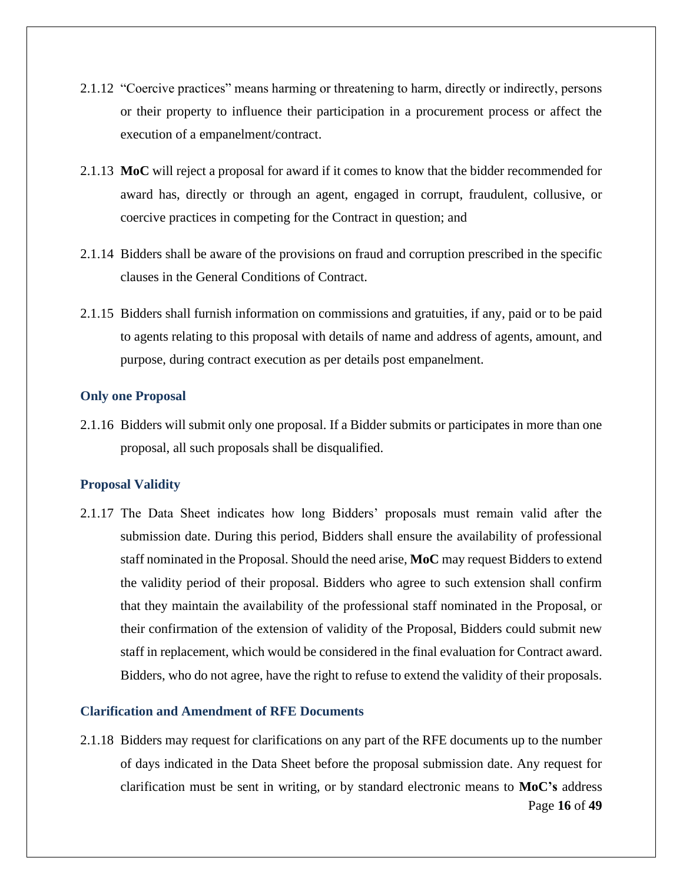2.1.12 "Coercive practices" means harming or threatening to harm, directly or indirectly, persons or their property to influence their participation in a procurement process or affect the execution of a empanelment/contract.

2.1.13 **MoC** will reject a proposal for award if it comes to know that the bidder recommended for award has, directly or through an agent, engaged in corrupt, fraudulent, collusive, or coercive practices in competing for the Contract in question; and

2.1.14 Bidders shall be aware of the provisions on fraud and corruption prescribed in the specific clauses in the General Conditions of Contract.

2.1.15 Bidders shall furnish information on commissions and gratuities, if any, paid or to be paid to agents relating to this proposal with details of name and address of agents, amount, and purpose, during contract execution as per details post empanelment.

### Only one Proposal

2.1.16 Bidders will submit only one proposal. If a Bidder submits or participates in more than one proposal, all such proposals shall be disqualified.

### Proposal Validity

2.1.17 The Data Sheet indicates how long Bidders' proposals must remain valid after the submission date. During this period, Bidders shall ensure the availability of professional staff nominated in the Proposal. Should the need arise, **MoC** may request Bidders to extend the validity period of their proposal. Bidders who agree to such extension shall confirm that they maintain the availability of the professional staff nominated in the Proposal, or their confirmation of the extension of validity of the Proposal, Bidders could submit new staff in replacement, which would be considered in the final evaluation for Contract award. Bidders, who do not agree, have the right to refuse to extend the validity of their proposals.

### Clarification and Amendment of RFE Documents

2.1.18 Bidders may request for clarifications on any part of the RFE documents up to the number of days indicated in the Data Sheet before the proposal submission date. Any request for clarification must be sent in writing, or by standard electronic means to **MoC's** address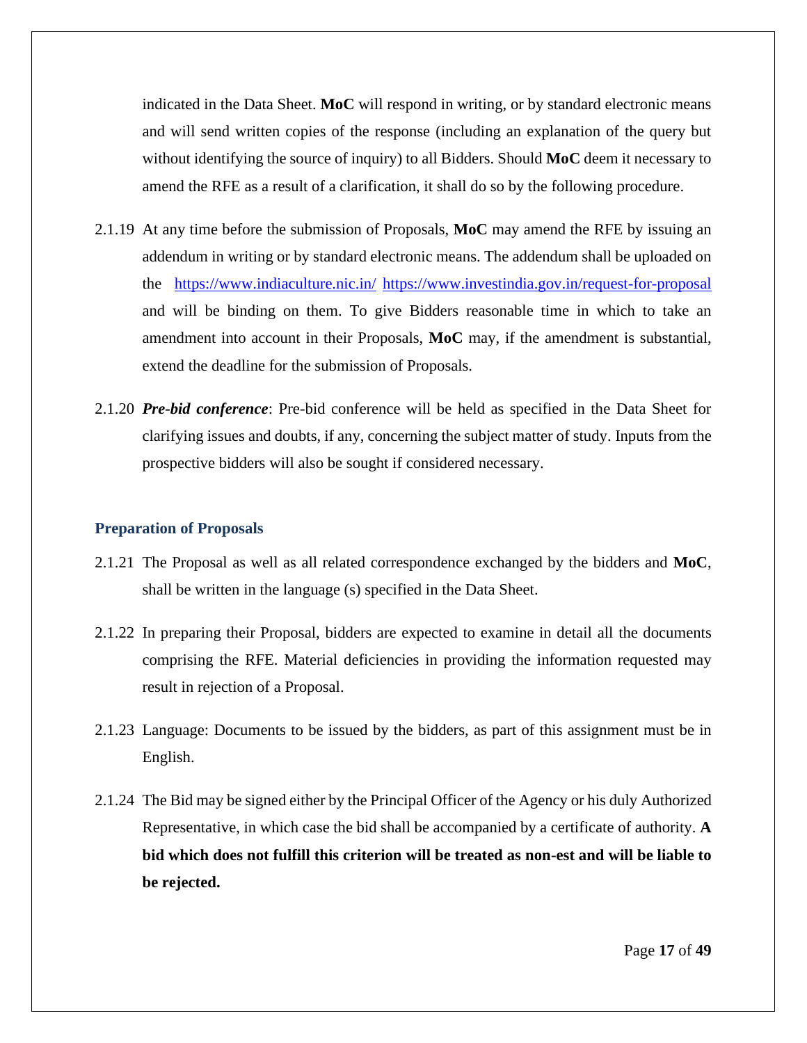indicated in the Data Sheet. **MoC** will respond in writing, or by standard electronic means and will send written copies of the response (including an explanation of the query but without identifying the source of inquiry) to all Bidders. Should **MoC** deem it necessary to amend the RFE as a result of a clarification, it shall do so by the following procedure.

2.1.19 At any time before the submission of Proposals, **MoC** may amend the RFE by issuing an addendum in writing or by standard electronic means. The addendum shall be uploaded on the https://www.indiaculture.nic.in/ https://www.investindia.gov.in/request-for-proposal and will be binding on them. To give Bidders reasonable time in which to take an amendment into account in their Proposals, **MoC** may, if the amendment is substantial, extend the deadline for the submission of Proposals.

2.1.20 ***Pre-bid conference***: Pre-bid conference will be held as specified in the Data Sheet for clarifying issues and doubts, if any, concerning the subject matter of study. Inputs from the prospective bidders will also be sought if considered necessary.

### Preparation of Proposals

2.1.21 The Proposal as well as all related correspondence exchanged by the bidders and **MoC**, shall be written in the language (s) specified in the Data Sheet.

2.1.22 In preparing their Proposal, bidders are expected to examine in detail all the documents comprising the RFE. Material deficiencies in providing the information requested may result in rejection of a Proposal.

2.1.23 Language: Documents to be issued by the bidders, as part of this assignment must be in English.

2.1.24 The Bid may be signed either by the Principal Officer of the Agency or his duly Authorized Representative, in which case the bid shall be accompanied by a certificate of authority. **A bid which does not fulfill this criterion will be treated as non-est and will be liable to be rejected.**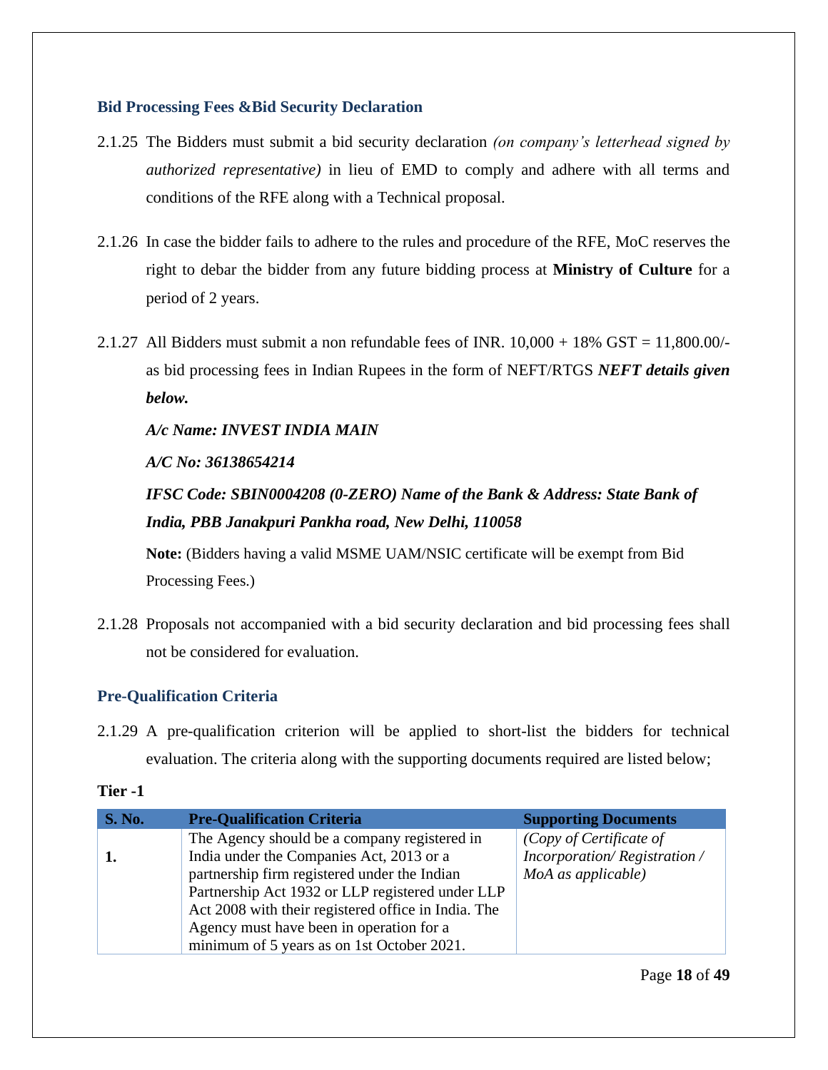### Bid Processing Fees &Bid Security Declaration

2.1.25 The Bidders must submit a bid security declaration *(on company's letterhead signed by authorized representative)* in lieu of EMD to comply and adhere with all terms and conditions of the RFE along with a Technical proposal.

2.1.26 In case the bidder fails to adhere to the rules and procedure of the RFE, MoC reserves the right to debar the bidder from any future bidding process at **Ministry of Culture** for a period of 2 years.

2.1.27 All Bidders must submit a non refundable fees of INR. 10,000 + 18% GST = 11,800.00/- as bid processing fees in Indian Rupees in the form of NEFT/RTGS ***NEFT details given below.***

***A/c Name: INVEST INDIA MAIN***

***A/C No: 36138654214***

***IFSC Code: SBIN0004208 (0-ZERO) Name of the Bank & Address: State Bank of India, PBB Janakpuri Pankha road, New Delhi, 110058***

**Note:** (Bidders having a valid MSME UAM/NSIC certificate will be exempt from Bid Processing Fees.)

2.1.28 Proposals not accompanied with a bid security declaration and bid processing fees shall not be considered for evaluation.

### Pre-Qualification Criteria

2.1.29 A pre-qualification criterion will be applied to short-list the bidders for technical evaluation. The criteria along with the supporting documents required are listed below;

**Tier -1**

| S. No. | Pre-Qualification Criteria | Supporting Documents |
|---|---|---|
| **1.** | The Agency should be a company registered in India under the Companies Act, 2013 or a partnership firm registered under the Indian Partnership Act 1932 or LLP registered under LLP Act 2008 with their registered office in India. The Agency must have been in operation for a minimum of 5 years as on 1st October 2021. | *(Copy of Certificate of Incorporation/ Registration / MoA as applicable)* |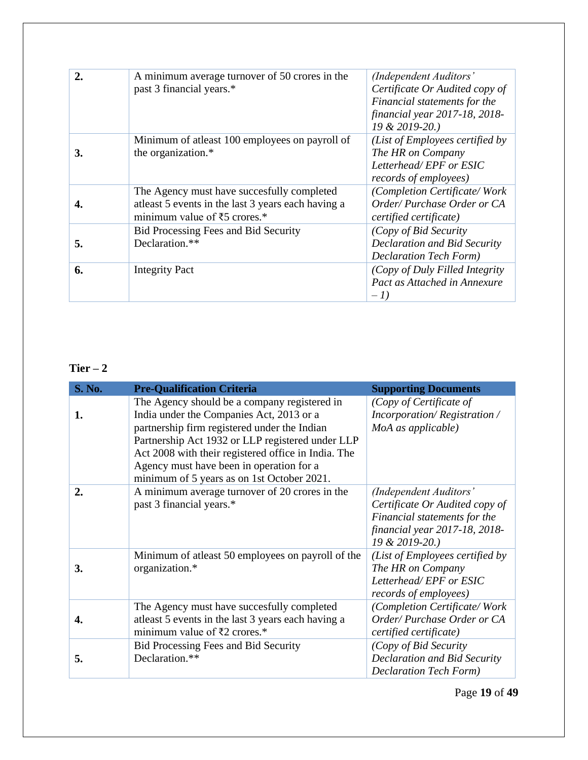| | | |
|---|---|---|
| **2.** | A minimum average turnover of 50 crores in the past 3 financial years.* | *(Independent Auditors' Certificate Or Audited copy of Financial statements for the financial year 2017-18, 2018-19 & 2019-20.)* |
| **3.** | Minimum of atleast 100 employees on payroll of the organization.* | *(List of Employees certified by The HR on Company Letterhead/ EPF or ESIC records of employees)* |
| **4.** | The Agency must have succesfully completed atleast 5 events in the last 3 years each having a minimum value of ₹5 crores.* | *(Completion Certificate/ Work Order/ Purchase Order or CA certified certificate)* |
| **5.** | Bid Processing Fees and Bid Security Declaration.** | *(Copy of Bid Security Declaration and Bid Security Declaration Tech Form)* |
| **6.** | Integrity Pact | *(Copy of Duly Filled Integrity Pact as Attached in Annexure – 1)* |

**Tier – 2**

| S. No. | Pre-Qualification Criteria | Supporting Documents |
|---|---|---|
| **1.** | The Agency should be a company registered in India under the Companies Act, 2013 or a partnership firm registered under the Indian Partnership Act 1932 or LLP registered under LLP Act 2008 with their registered office in India. The Agency must have been in operation for a minimum of 5 years as on 1st October 2021. | *(Copy of Certificate of Incorporation/ Registration / MoA as applicable)* |
| **2.** | A minimum average turnover of 20 crores in the past 3 financial years.* | *(Independent Auditors' Certificate Or Audited copy of Financial statements for the financial year 2017-18, 2018-19 & 2019-20.)* |
| **3.** | Minimum of atleast 50 employees on payroll of the organization.* | *(List of Employees certified by The HR on Company Letterhead/ EPF or ESIC records of employees)* |
| **4.** | The Agency must have succesfully completed atleast 5 events in the last 3 years each having a minimum value of ₹2 crores.* | *(Completion Certificate/ Work Order/ Purchase Order or CA certified certificate)* |
| **5.** | Bid Processing Fees and Bid Security Declaration.** | *(Copy of Bid Security Declaration and Bid Security Declaration Tech Form)* |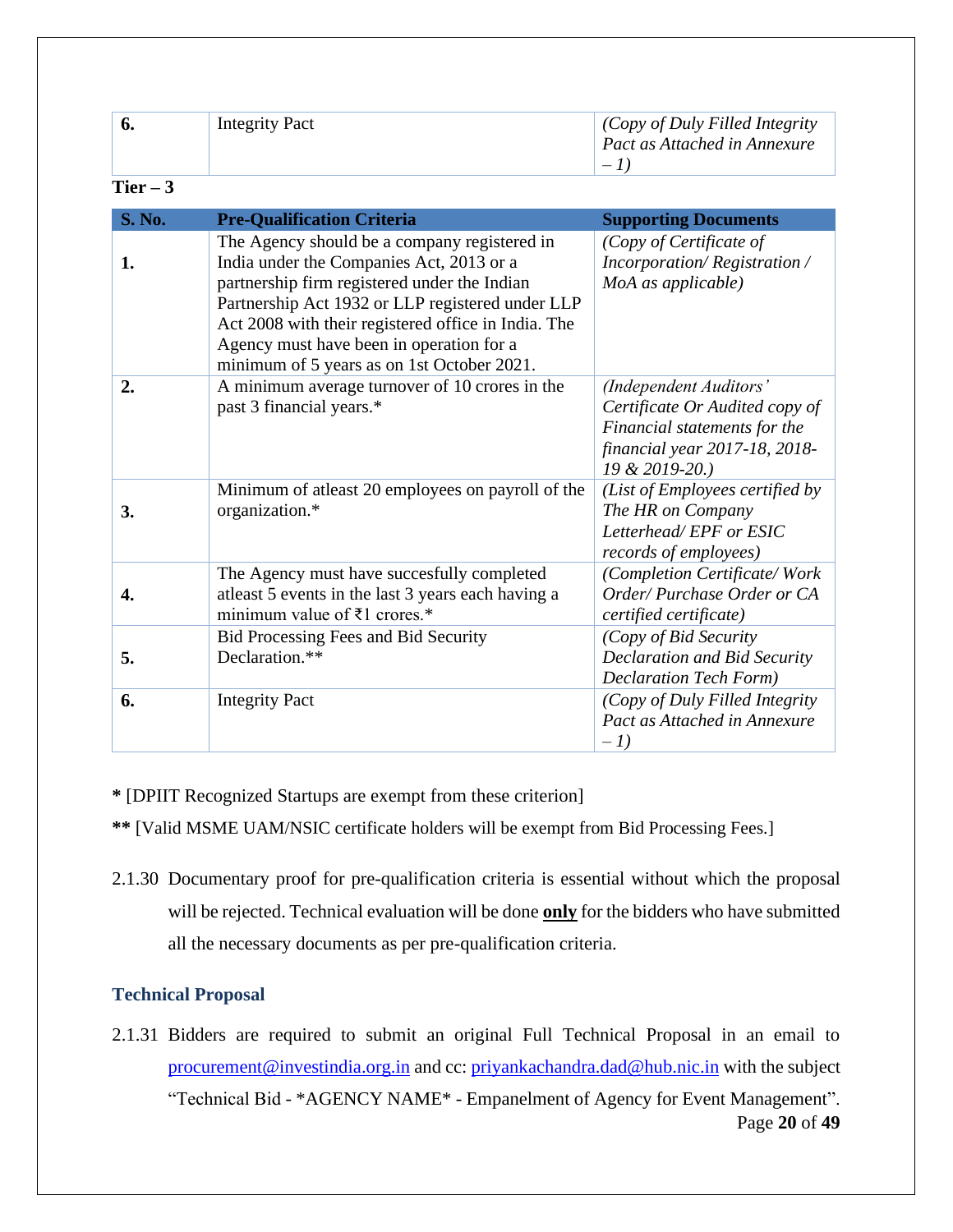| | | |
|---|---|---|
| **6.** | Integrity Pact | *(Copy of Duly Filled Integrity Pact as Attached in Annexure – 1)* |

**Tier – 3**

| S. No. | Pre-Qualification Criteria | Supporting Documents |
|---|---|---|
| **1.** | The Agency should be a company registered in India under the Companies Act, 2013 or a partnership firm registered under the Indian Partnership Act 1932 or LLP registered under LLP Act 2008 with their registered office in India. The Agency must have been in operation for a minimum of 5 years as on 1st October 2021. | *(Copy of Certificate of Incorporation/ Registration / MoA as applicable)* |
| **2.** | A minimum average turnover of 10 crores in the past 3 financial years.* | *(Independent Auditors' Certificate Or Audited copy of Financial statements for the financial year 2017-18, 2018-19 & 2019-20.)* |
| **3.** | Minimum of atleast 20 employees on payroll of the organization.* | *(List of Employees certified by The HR on Company Letterhead/ EPF or ESIC records of employees)* |
| **4.** | The Agency must have succesfully completed atleast 5 events in the last 3 years each having a minimum value of ₹1 crores.* | *(Completion Certificate/ Work Order/ Purchase Order or CA certified certificate)* |
| **5.** | Bid Processing Fees and Bid Security Declaration.** | *(Copy of Bid Security Declaration and Bid Security Declaration Tech Form)* |
| **6.** | Integrity Pact | *(Copy of Duly Filled Integrity Pact as Attached in Annexure – 1)* |

**\*** [DPIIT Recognized Startups are exempt from these criterion]

**\*\*** [Valid MSME UAM/NSIC certificate holders will be exempt from Bid Processing Fees.]

2.1.30 Documentary proof for pre-qualification criteria is essential without which the proposal will be rejected. Technical evaluation will be done **<u>only</u>** for the bidders who have submitted all the necessary documents as per pre-qualification criteria.

### Technical Proposal

2.1.31 Bidders are required to submit an original Full Technical Proposal in an email to procurement@investindia.org.in and cc: priyankachandra.dad@hub.nic.in with the subject "Technical Bid - *AGENCY NAME* - Empanelment of Agency for Event Management".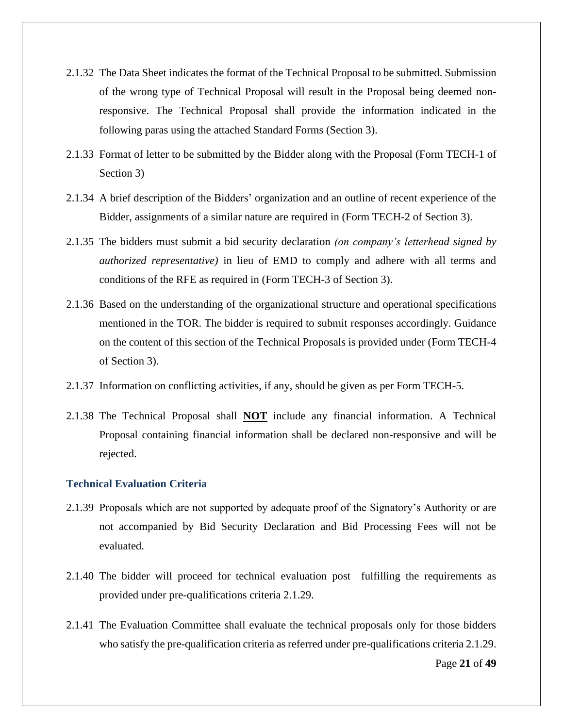2.1.32 The Data Sheet indicates the format of the Technical Proposal to be submitted. Submission of the wrong type of Technical Proposal will result in the Proposal being deemed non-responsive. The Technical Proposal shall provide the information indicated in the following paras using the attached Standard Forms (Section 3).

2.1.33 Format of letter to be submitted by the Bidder along with the Proposal (Form TECH-1 of Section 3)

2.1.34 A brief description of the Bidders' organization and an outline of recent experience of the Bidder, assignments of a similar nature are required in (Form TECH-2 of Section 3).

2.1.35 The bidders must submit a bid security declaration *(on company's letterhead signed by authorized representative)* in lieu of EMD to comply and adhere with all terms and conditions of the RFE as required in (Form TECH-3 of Section 3).

2.1.36 Based on the understanding of the organizational structure and operational specifications mentioned in the TOR. The bidder is required to submit responses accordingly. Guidance on the content of this section of the Technical Proposals is provided under (Form TECH-4 of Section 3).

2.1.37 Information on conflicting activities, if any, should be given as per Form TECH-5.

2.1.38 The Technical Proposal shall **NOT** include any financial information. A Technical Proposal containing financial information shall be declared non-responsive and will be rejected.

### Technical Evaluation Criteria

2.1.39 Proposals which are not supported by adequate proof of the Signatory's Authority or are not accompanied by Bid Security Declaration and Bid Processing Fees will not be evaluated.

2.1.40 The bidder will proceed for technical evaluation post fulfilling the requirements as provided under pre-qualifications criteria 2.1.29.

2.1.41 The Evaluation Committee shall evaluate the technical proposals only for those bidders who satisfy the pre-qualification criteria as referred under pre-qualifications criteria 2.1.29.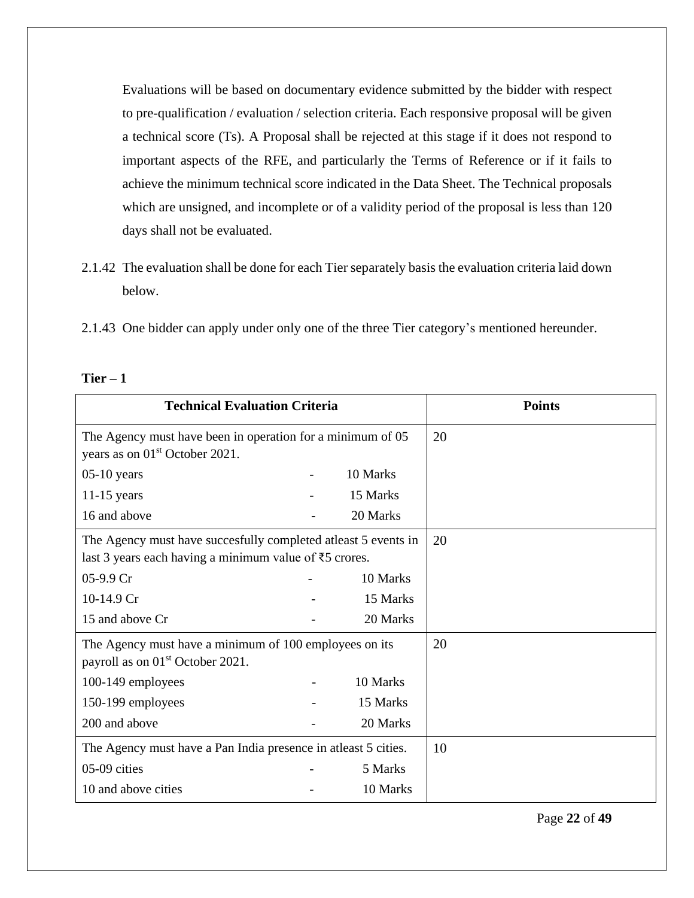Evaluations will be based on documentary evidence submitted by the bidder with respect to pre-qualification / evaluation / selection criteria. Each responsive proposal will be given a technical score (Ts). A Proposal shall be rejected at this stage if it does not respond to important aspects of the RFE, and particularly the Terms of Reference or if it fails to achieve the minimum technical score indicated in the Data Sheet. The Technical proposals which are unsigned, and incomplete or of a validity period of the proposal is less than 120 days shall not be evaluated.

2.1.42 The evaluation shall be done for each Tier separately basis the evaluation criteria laid down below.

2.1.43 One bidder can apply under only one of the three Tier category's mentioned hereunder.

**Tier – 1**

| Technical Evaluation Criteria | Points |
|---|---|
| The Agency must have been in operation for a minimum of 05 years as on 01st October 2021.<br>05-10 years - 10 Marks<br>11-15 years - 15 Marks<br>16 and above - 20 Marks | 20 |
| The Agency must have succesfully completed atleast 5 events in last 3 years each having a minimum value of ₹5 crores.<br>05-9.9 Cr - 10 Marks<br>10-14.9 Cr - 15 Marks<br>15 and above Cr - 20 Marks | 20 |
| The Agency must have a minimum of 100 employees on its payroll as on 01st October 2021.<br>100-149 employees - 10 Marks<br>150-199 employees - 15 Marks<br>200 and above - 20 Marks | 20 |
| The Agency must have a Pan India presence in atleast 5 cities.<br>05-09 cities - 5 Marks<br>10 and above cities - 10 Marks | 10 |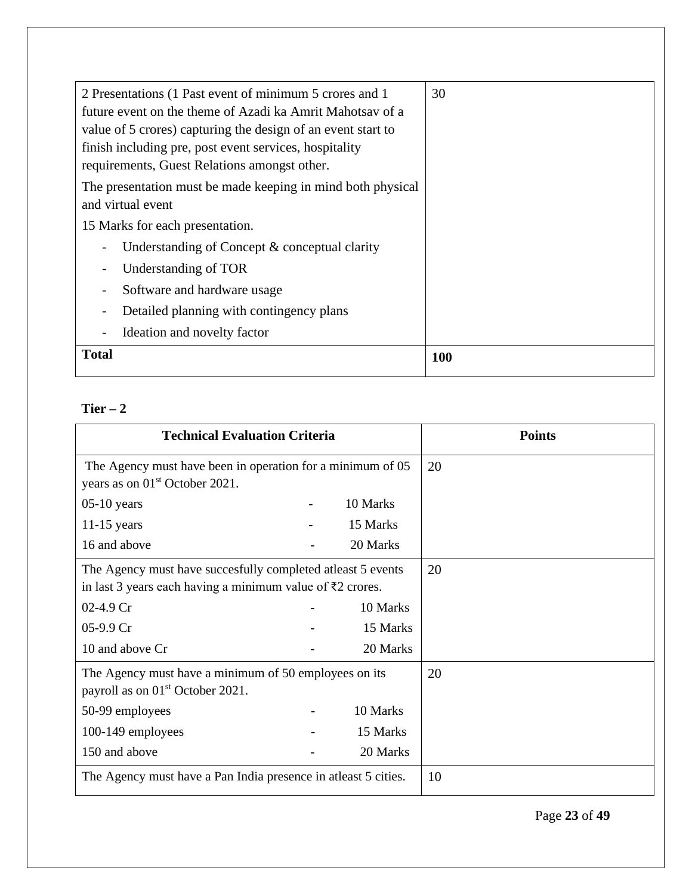| | |
|---|---|
| 2 Presentations (1 Past event of minimum 5 crores and 1 future event on the theme of Azadi ka Amrit Mahotsav of a value of 5 crores) capturing the design of an event start to finish including pre, post event services, hospitality requirements, Guest Relations amongst other.<br><br>The presentation must be made keeping in mind both physical and virtual event<br><br>15 Marks for each presentation.<br>- Understanding of Concept & conceptual clarity<br>- Understanding of TOR<br>- Software and hardware usage<br>- Detailed planning with contingency plans<br>- Ideation and novelty factor | 30 |
| **Total** | **100** |

**Tier – 2**

| Technical Evaluation Criteria | Points |
|---|---|
| The Agency must have been in operation for a minimum of 05 years as on 01st October 2021.<br>05-10 years - 10 Marks<br>11-15 years - 15 Marks<br>16 and above - 20 Marks | 20 |
| The Agency must have succesfully completed atleast 5 events in last 3 years each having a minimum value of ₹2 crores.<br>02-4.9 Cr - 10 Marks<br>05-9.9 Cr - 15 Marks<br>10 and above Cr - 20 Marks | 20 |
| The Agency must have a minimum of 50 employees on its payroll as on 01st October 2021.<br>50-99 employees - 10 Marks<br>100-149 employees - 15 Marks<br>150 and above - 20 Marks | 20 |
| The Agency must have a Pan India presence in atleast 5 cities. | 10 |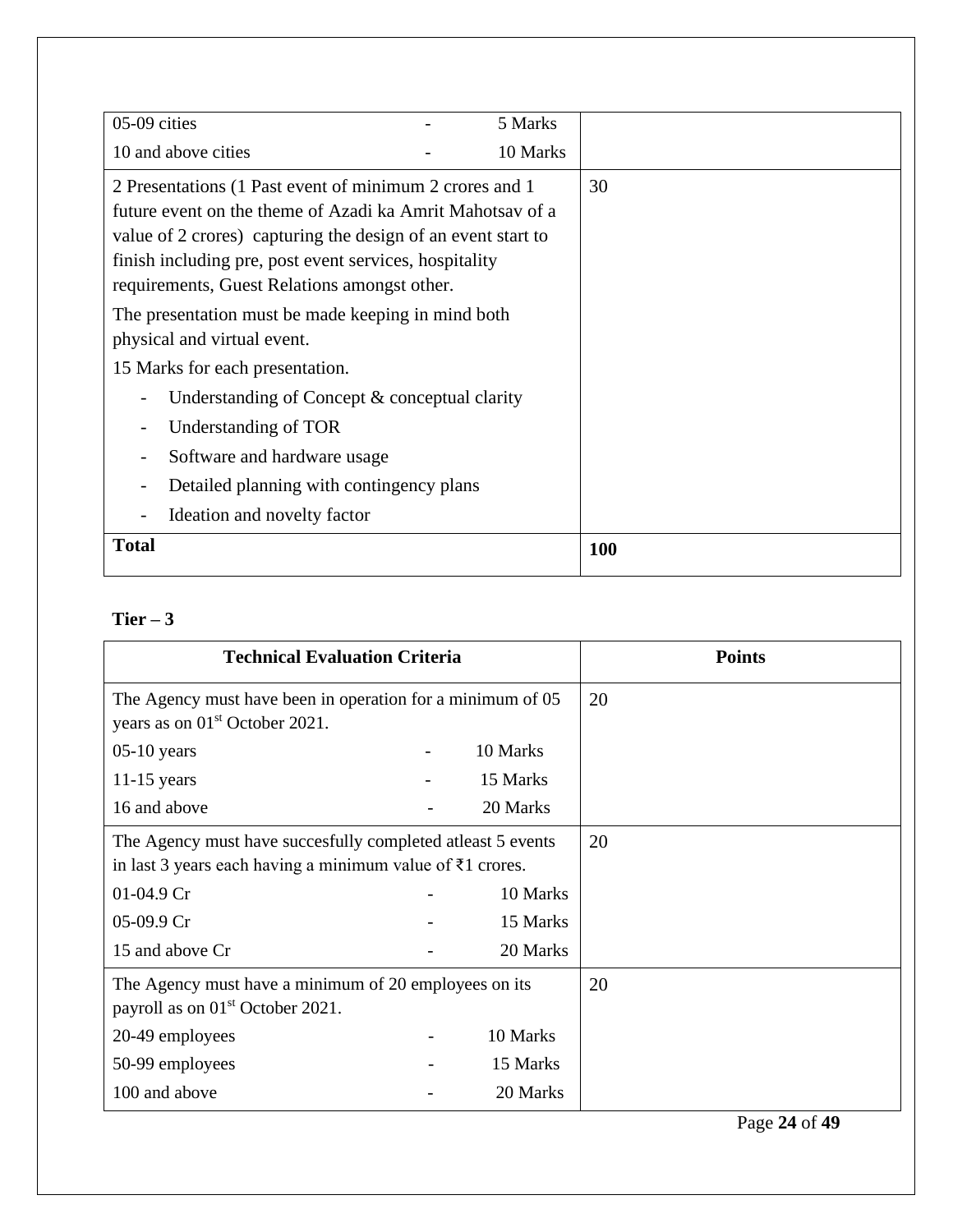| | |
|---|---|
| 05-09 cities - 5 Marks<br>10 and above cities - 10 Marks | |
| 2 Presentations (1 Past event of minimum 2 crores and 1 future event on the theme of Azadi ka Amrit Mahotsav of a value of 2 crores) capturing the design of an event start to finish including pre, post event services, hospitality requirements, Guest Relations amongst other.<br>The presentation must be made keeping in mind both physical and virtual event.<br>15 Marks for each presentation.<br>- Understanding of Concept & conceptual clarity<br>- Understanding of TOR<br>- Software and hardware usage<br>- Detailed planning with contingency plans<br>- Ideation and novelty factor | 30 |
| **Total** | **100** |

**Tier – 3**

| Technical Evaluation Criteria | Points |
|---|---|
| The Agency must have been in operation for a minimum of 05 years as on 01st October 2021.<br>05-10 years - 10 Marks<br>11-15 years - 15 Marks<br>16 and above - 20 Marks | 20 |
| The Agency must have succesfully completed atleast 5 events in last 3 years each having a minimum value of ₹1 crores.<br>01-04.9 Cr - 10 Marks<br>05-09.9 Cr - 15 Marks<br>15 and above Cr - 20 Marks | 20 |
| The Agency must have a minimum of 20 employees on its payroll as on 01st October 2021.<br>20-49 employees - 10 Marks<br>50-99 employees - 15 Marks<br>100 and above - 20 Marks | 20 |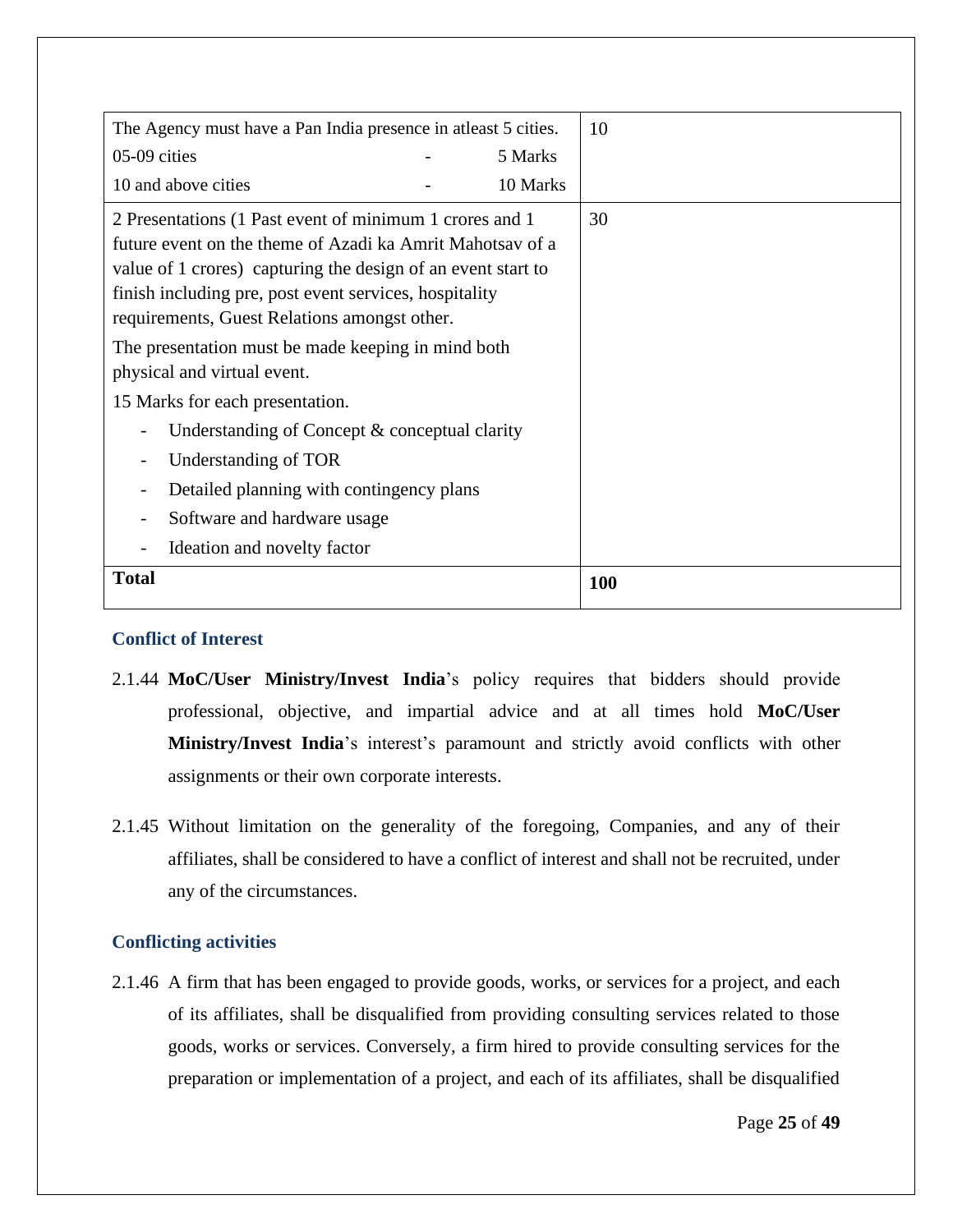| | |
|---|---|
| The Agency must have a Pan India presence in atleast 5 cities.<br>05-09 cities - 5 Marks<br>10 and above cities - 10 Marks | 10 |
| 2 Presentations (1 Past event of minimum 1 crores and 1 future event on the theme of Azadi ka Amrit Mahotsav of a value of 1 crores) capturing the design of an event start to finish including pre, post event services, hospitality requirements, Guest Relations amongst other.<br>The presentation must be made keeping in mind both physical and virtual event.<br>15 Marks for each presentation.<br>- Understanding of Concept & conceptual clarity<br>- Understanding of TOR<br>- Detailed planning with contingency plans<br>- Software and hardware usage<br>- Ideation and novelty factor | 30 |
| **Total** | **100** |

### Conflict of Interest

2.1.44 **MoC/User Ministry/Invest India**'s policy requires that bidders should provide professional, objective, and impartial advice and at all times hold **MoC/User Ministry/Invest India**'s interest's paramount and strictly avoid conflicts with other assignments or their own corporate interests.

2.1.45 Without limitation on the generality of the foregoing, Companies, and any of their affiliates, shall be considered to have a conflict of interest and shall not be recruited, under any of the circumstances.

### Conflicting activities

2.1.46 A firm that has been engaged to provide goods, works, or services for a project, and each of its affiliates, shall be disqualified from providing consulting services related to those goods, works or services. Conversely, a firm hired to provide consulting services for the preparation or implementation of a project, and each of its affiliates, shall be disqualified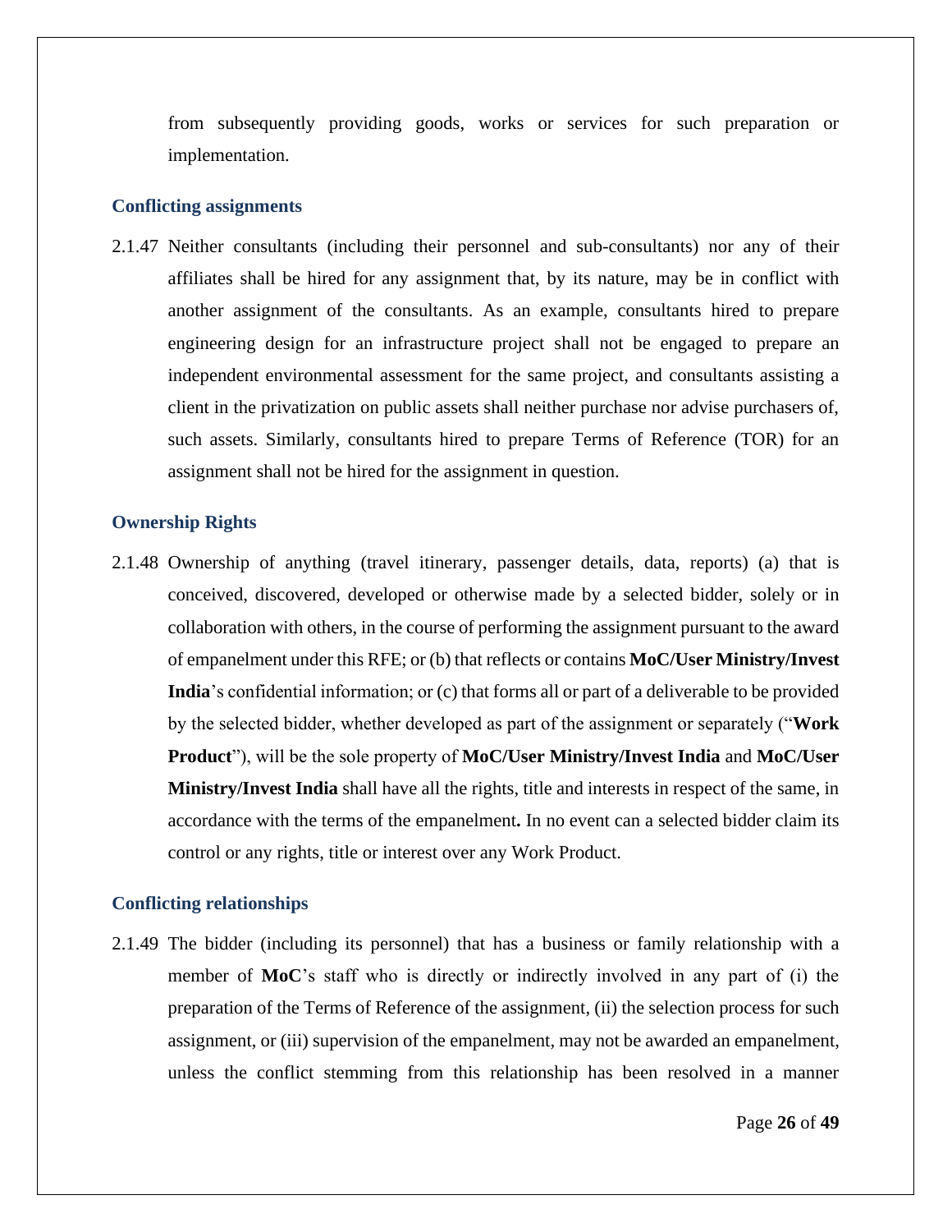from subsequently providing goods, works or services for such preparation or implementation.

### Conflicting assignments

2.1.47 Neither consultants (including their personnel and sub-consultants) nor any of their affiliates shall be hired for any assignment that, by its nature, may be in conflict with another assignment of the consultants. As an example, consultants hired to prepare engineering design for an infrastructure project shall not be engaged to prepare an independent environmental assessment for the same project, and consultants assisting a client in the privatization on public assets shall neither purchase nor advise purchasers of, such assets. Similarly, consultants hired to prepare Terms of Reference (TOR) for an assignment shall not be hired for the assignment in question.

### Ownership Rights

2.1.48 Ownership of anything (travel itinerary, passenger details, data, reports) (a) that is conceived, discovered, developed or otherwise made by a selected bidder, solely or in collaboration with others, in the course of performing the assignment pursuant to the award of empanelment under this RFE; or (b) that reflects or contains **MoC/User Ministry/Invest India**'s confidential information; or (c) that forms all or part of a deliverable to be provided by the selected bidder, whether developed as part of the assignment or separately ("**Work Product**"), will be the sole property of **MoC/User Ministry/Invest India** and **MoC/User Ministry/Invest India** shall have all the rights, title and interests in respect of the same, in accordance with the terms of the empanelment**.** In no event can a selected bidder claim its control or any rights, title or interest over any Work Product.

### Conflicting relationships

2.1.49 The bidder (including its personnel) that has a business or family relationship with a member of **MoC**'s staff who is directly or indirectly involved in any part of (i) the preparation of the Terms of Reference of the assignment, (ii) the selection process for such assignment, or (iii) supervision of the empanelment, may not be awarded an empanelment, unless the conflict stemming from this relationship has been resolved in a manner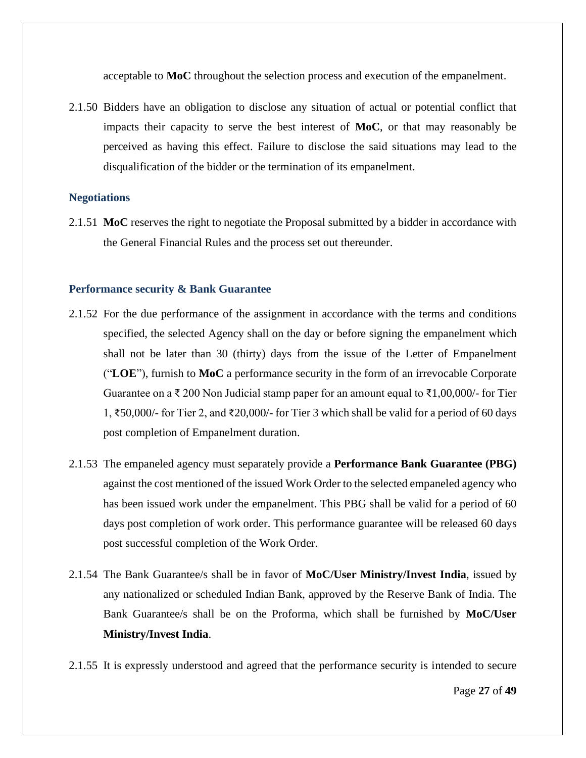acceptable to **MoC** throughout the selection process and execution of the empanelment.

2.1.50 Bidders have an obligation to disclose any situation of actual or potential conflict that impacts their capacity to serve the best interest of **MoC**, or that may reasonably be perceived as having this effect. Failure to disclose the said situations may lead to the disqualification of the bidder or the termination of its empanelment.

### Negotiations

2.1.51 **MoC** reserves the right to negotiate the Proposal submitted by a bidder in accordance with the General Financial Rules and the process set out thereunder.

### Performance security & Bank Guarantee

2.1.52 For the due performance of the assignment in accordance with the terms and conditions specified, the selected Agency shall on the day or before signing the empanelment which shall not be later than 30 (thirty) days from the issue of the Letter of Empanelment ("**LOE**"), furnish to **MoC** a performance security in the form of an irrevocable Corporate Guarantee on a ₹ 200 Non Judicial stamp paper for an amount equal to ₹1,00,000/- for Tier 1, ₹50,000/- for Tier 2, and ₹20,000/- for Tier 3 which shall be valid for a period of 60 days post completion of Empanelment duration.

2.1.53 The empaneled agency must separately provide a **Performance Bank Guarantee (PBG)** against the cost mentioned of the issued Work Order to the selected empaneled agency who has been issued work under the empanelment. This PBG shall be valid for a period of 60 days post completion of work order. This performance guarantee will be released 60 days post successful completion of the Work Order.

2.1.54 The Bank Guarantee/s shall be in favor of **MoC/User Ministry/Invest India**, issued by any nationalized or scheduled Indian Bank, approved by the Reserve Bank of India. The Bank Guarantee/s shall be on the Proforma, which shall be furnished by **MoC/User Ministry/Invest India**.

2.1.55 It is expressly understood and agreed that the performance security is intended to secure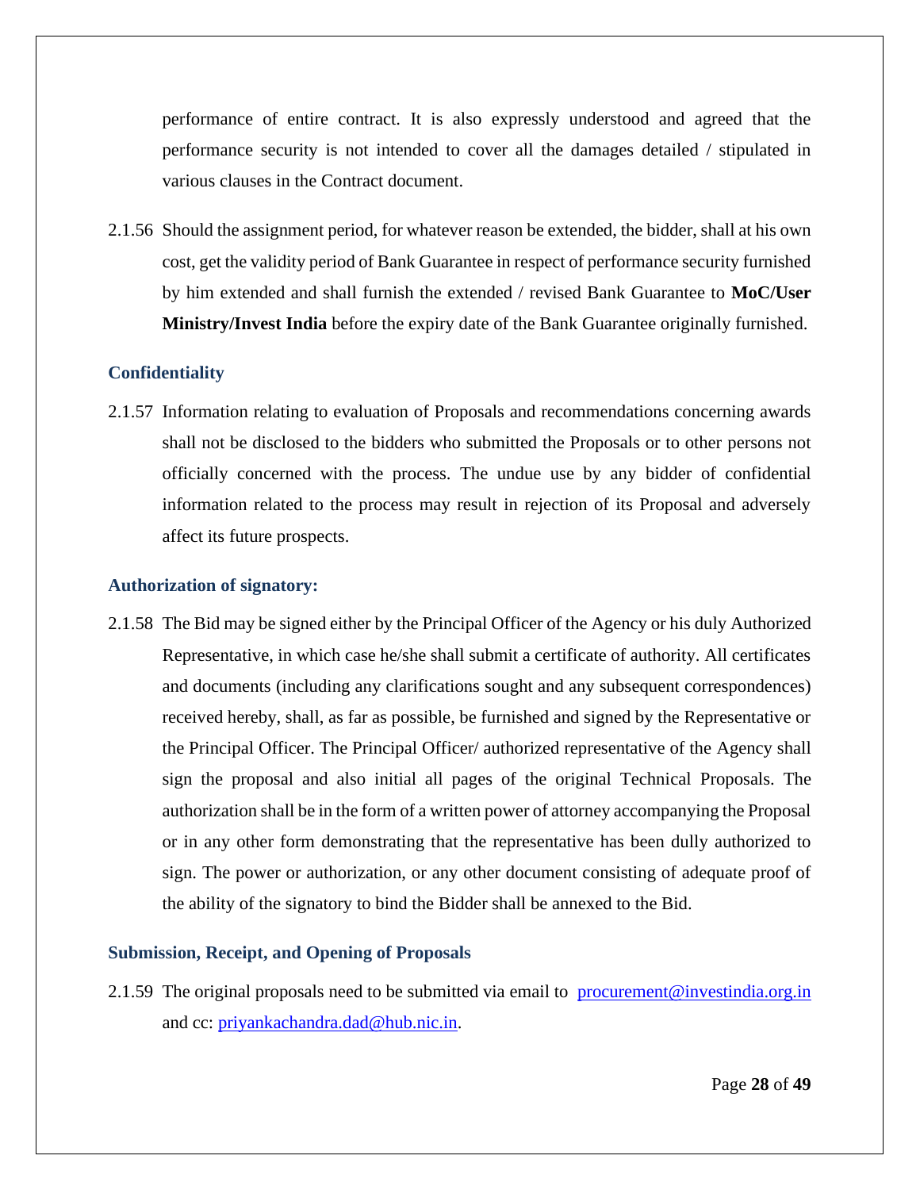performance of entire contract. It is also expressly understood and agreed that the performance security is not intended to cover all the damages detailed / stipulated in various clauses in the Contract document.

2.1.56 Should the assignment period, for whatever reason be extended, the bidder, shall at his own cost, get the validity period of Bank Guarantee in respect of performance security furnished by him extended and shall furnish the extended / revised Bank Guarantee to **MoC/User Ministry/Invest India** before the expiry date of the Bank Guarantee originally furnished.

### Confidentiality

2.1.57 Information relating to evaluation of Proposals and recommendations concerning awards shall not be disclosed to the bidders who submitted the Proposals or to other persons not officially concerned with the process. The undue use by any bidder of confidential information related to the process may result in rejection of its Proposal and adversely affect its future prospects.

### Authorization of signatory:

2.1.58 The Bid may be signed either by the Principal Officer of the Agency or his duly Authorized Representative, in which case he/she shall submit a certificate of authority. All certificates and documents (including any clarifications sought and any subsequent correspondences) received hereby, shall, as far as possible, be furnished and signed by the Representative or the Principal Officer. The Principal Officer/ authorized representative of the Agency shall sign the proposal and also initial all pages of the original Technical Proposals. The authorization shall be in the form of a written power of attorney accompanying the Proposal or in any other form demonstrating that the representative has been dully authorized to sign. The power or authorization, or any other document consisting of adequate proof of the ability of the signatory to bind the Bidder shall be annexed to the Bid.

### Submission, Receipt, and Opening of Proposals

2.1.59 The original proposals need to be submitted via email to procurement@investindia.org.in and cc: priyankachandra.dad@hub.nic.in.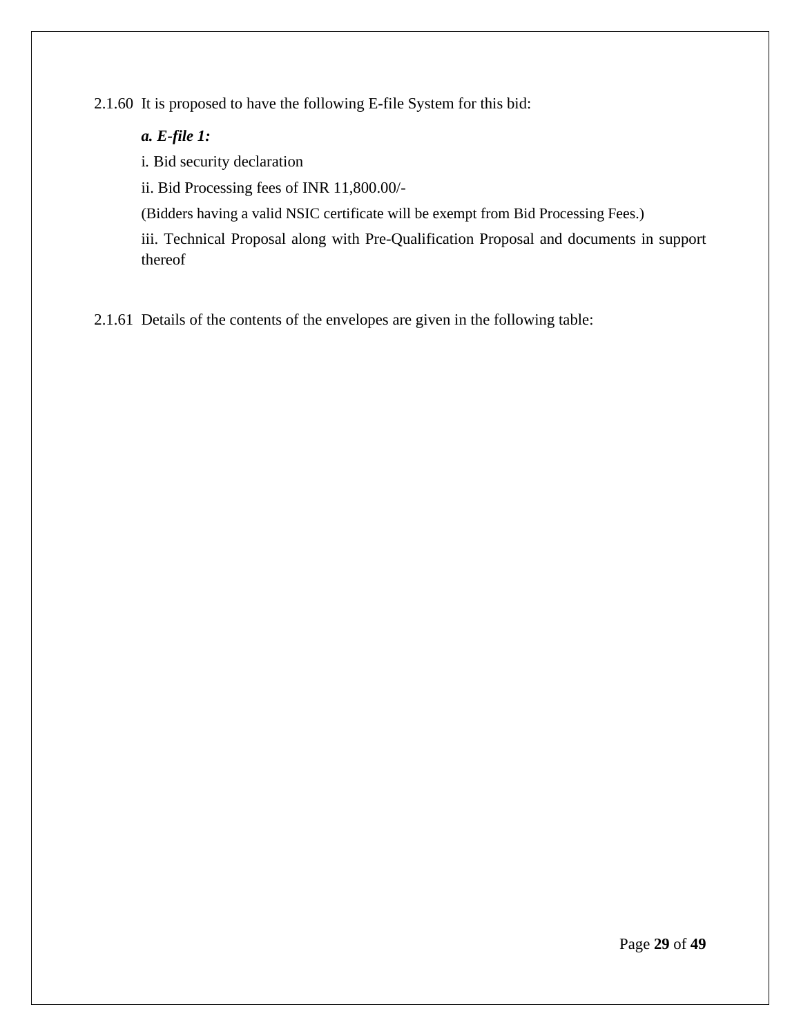2.1.60 It is proposed to have the following E-file System for this bid:

***a. E-file 1:***

i. Bid security declaration

ii. Bid Processing fees of INR 11,800.00/-

(Bidders having a valid NSIC certificate will be exempt from Bid Processing Fees.)

iii. Technical Proposal along with Pre-Qualification Proposal and documents in support thereof

2.1.61 Details of the contents of the envelopes are given in the following table: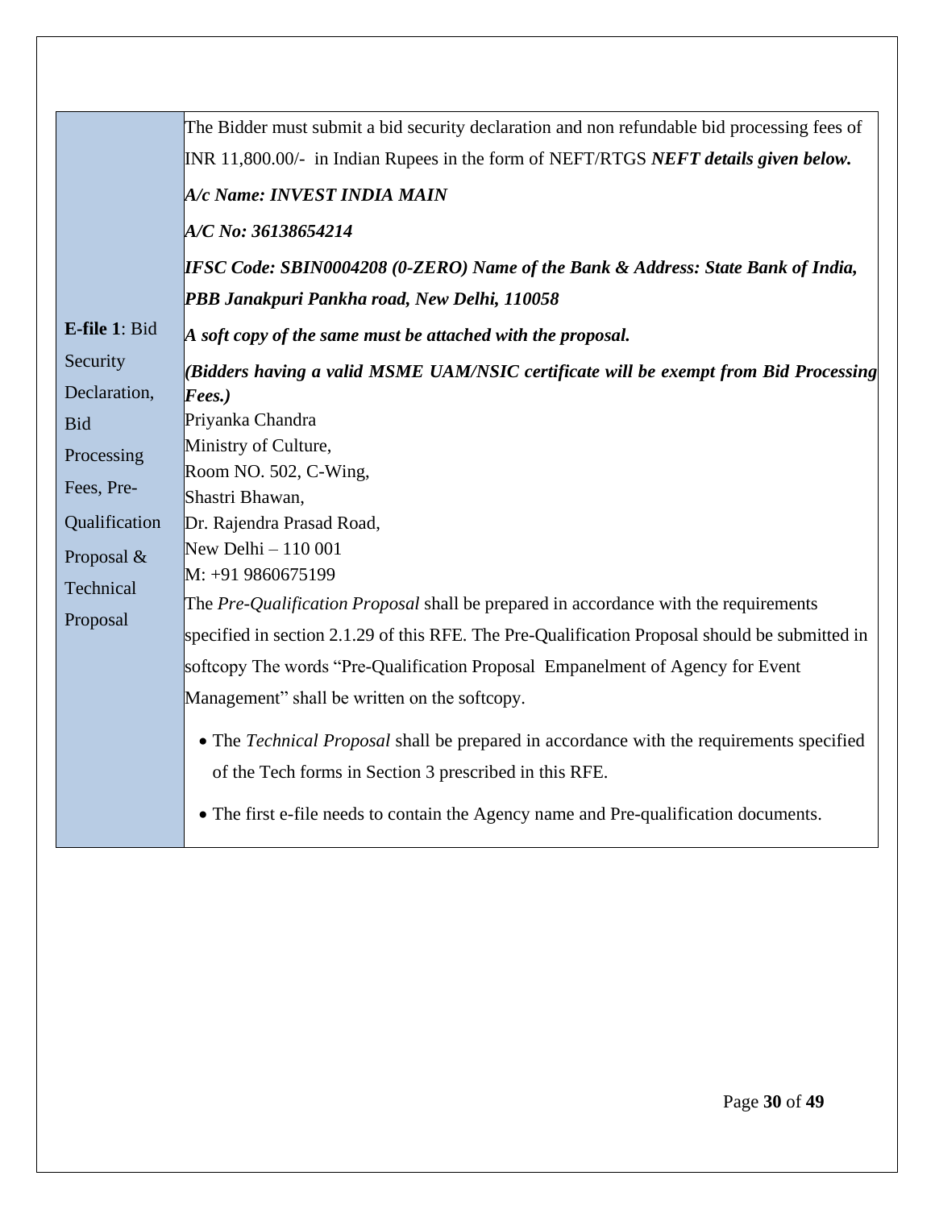| | |
|---|---|
| **E-file 1**: Bid Security Declaration, Bid Processing Fees, Pre-Qualification Proposal & Technical Proposal | The Bidder must submit a bid security declaration and non refundable bid processing fees of INR 11,800.00/- in Indian Rupees in the form of NEFT/RTGS ***NEFT details given below.***<br><br>***A/c Name: INVEST INDIA MAIN***<br><br>***A/C No: 36138654214***<br><br>***IFSC Code: SBIN0004208 (0-ZERO) Name of the Bank & Address: State Bank of India, PBB Janakpuri Pankha road, New Delhi, 110058***<br><br>***A soft copy of the same must be attached with the proposal.***<br><br>***(Bidders having a valid MSME UAM/NSIC certificate will be exempt from Bid Processing Fees.)***<br>Priyanka Chandra<br>Ministry of Culture,<br>Room NO. 502, C-Wing,<br>Shastri Bhawan,<br>Dr. Rajendra Prasad Road,<br>New Delhi – 110 001<br>M: +91 9860675199<br>The *Pre-Qualification Proposal* shall be prepared in accordance with the requirements specified in section 2.1.29 of this RFE. The Pre-Qualification Proposal should be submitted in softcopy The words "Pre-Qualification Proposal Empanelment of Agency for Event Management" shall be written on the softcopy.<br><br>• The *Technical Proposal* shall be prepared in accordance with the requirements specified of the Tech forms in Section 3 prescribed in this RFE.<br><br>• The first e-file needs to contain the Agency name and Pre-qualification documents. |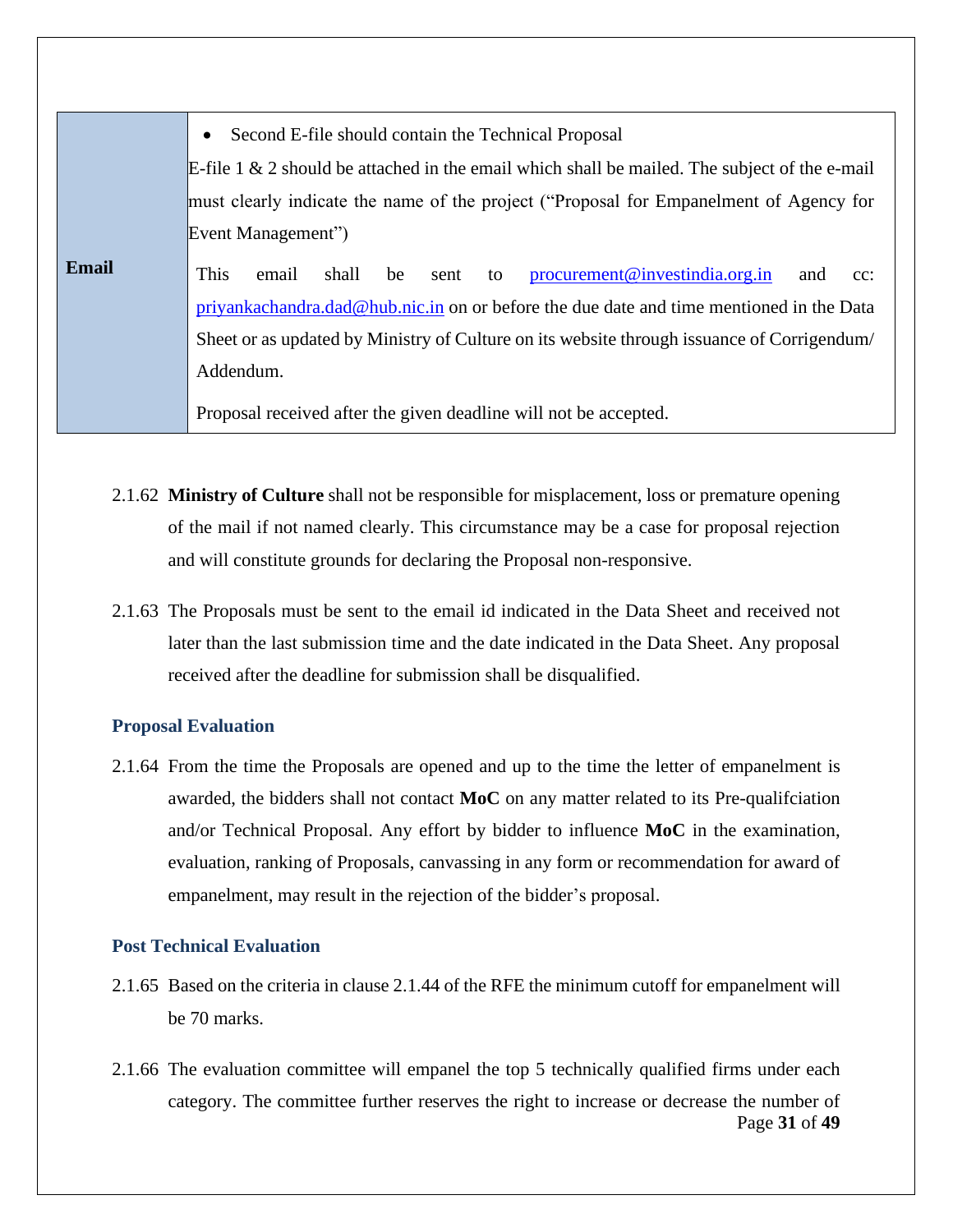| Email | • Second E-file should contain the Technical Proposal<br>E-file 1 & 2 should be attached in the email which shall be mailed. The subject of the e-mail must clearly indicate the name of the project ("Proposal for Empanelment of Agency for Event Management")<br>This email shall be sent to procurement@investindia.org.in and cc: priyankachandra.dad@hub.nic.in on or before the due date and time mentioned in the Data Sheet or as updated by Ministry of Culture on its website through issuance of Corrigendum/ Addendum.<br>Proposal received after the given deadline will not be accepted. |
|---|---|

2.1.62 **Ministry of Culture** shall not be responsible for misplacement, loss or premature opening of the mail if not named clearly. This circumstance may be a case for proposal rejection and will constitute grounds for declaring the Proposal non-responsive.

2.1.63 The Proposals must be sent to the email id indicated in the Data Sheet and received not later than the last submission time and the date indicated in the Data Sheet. Any proposal received after the deadline for submission shall be disqualified.

### Proposal Evaluation

2.1.64 From the time the Proposals are opened and up to the time the letter of empanelment is awarded, the bidders shall not contact **MoC** on any matter related to its Pre-qualifciation and/or Technical Proposal. Any effort by bidder to influence **MoC** in the examination, evaluation, ranking of Proposals, canvassing in any form or recommendation for award of empanelment, may result in the rejection of the bidder's proposal.

### Post Technical Evaluation

2.1.65 Based on the criteria in clause 2.1.44 of the RFE the minimum cutoff for empanelment will be 70 marks.

2.1.66 The evaluation committee will empanel the top 5 technically qualified firms under each category. The committee further reserves the right to increase or decrease the number of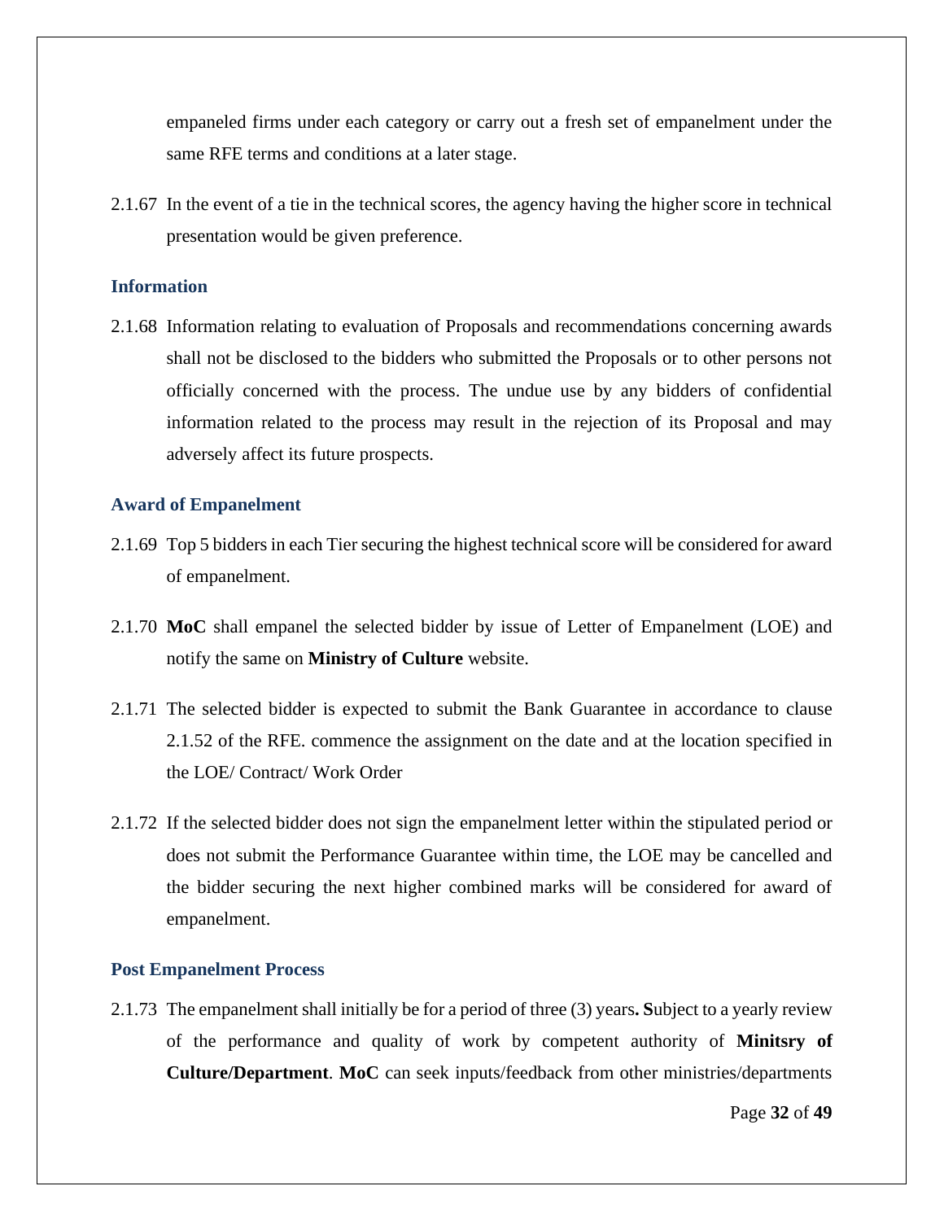empaneled firms under each category or carry out a fresh set of empanelment under the same RFE terms and conditions at a later stage.

2.1.67 In the event of a tie in the technical scores, the agency having the higher score in technical presentation would be given preference.

### Information

2.1.68 Information relating to evaluation of Proposals and recommendations concerning awards shall not be disclosed to the bidders who submitted the Proposals or to other persons not officially concerned with the process. The undue use by any bidders of confidential information related to the process may result in the rejection of its Proposal and may adversely affect its future prospects.

### Award of Empanelment

2.1.69 Top 5 bidders in each Tier securing the highest technical score will be considered for award of empanelment.

2.1.70 **MoC** shall empanel the selected bidder by issue of Letter of Empanelment (LOE) and notify the same on **Ministry of Culture** website.

2.1.71 The selected bidder is expected to submit the Bank Guarantee in accordance to clause 2.1.52 of the RFE. commence the assignment on the date and at the location specified in the LOE/ Contract/ Work Order

2.1.72 If the selected bidder does not sign the empanelment letter within the stipulated period or does not submit the Performance Guarantee within time, the LOE may be cancelled and the bidder securing the next higher combined marks will be considered for award of empanelment.

### Post Empanelment Process

2.1.73 The empanelment shall initially be for a period of three (3) years**. S**ubject to a yearly review of the performance and quality of work by competent authority of **Minitsry of Culture/Department**. **MoC** can seek inputs/feedback from other ministries/departments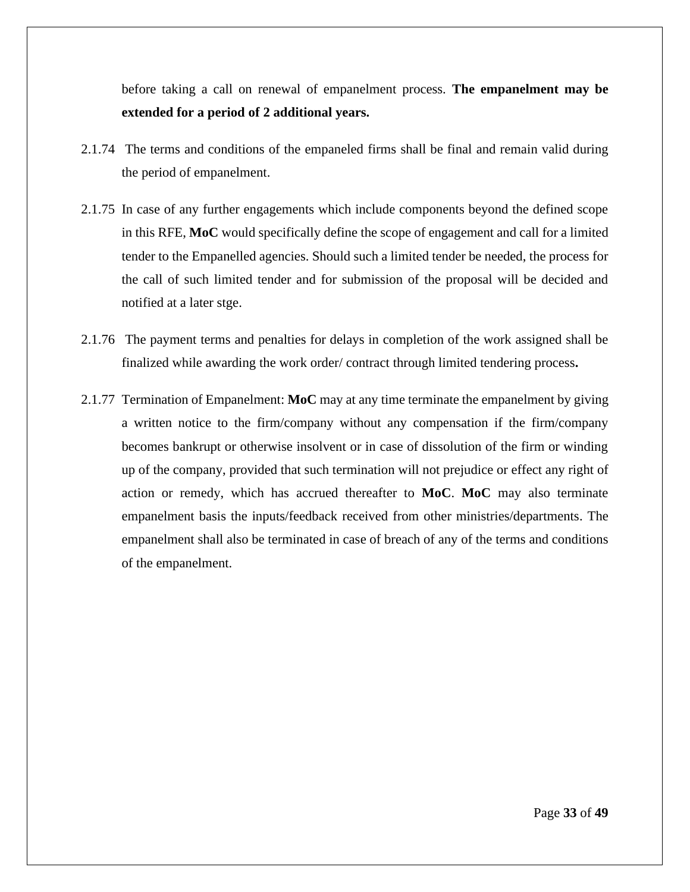before taking a call on renewal of empanelment process. **The empanelment may be extended for a period of 2 additional years.**

2.1.74 The terms and conditions of the empaneled firms shall be final and remain valid during the period of empanelment.

2.1.75 In case of any further engagements which include components beyond the defined scope in this RFE, **MoC** would specifically define the scope of engagement and call for a limited tender to the Empanelled agencies. Should such a limited tender be needed, the process for the call of such limited tender and for submission of the proposal will be decided and notified at a later stge.

2.1.76 The payment terms and penalties for delays in completion of the work assigned shall be finalized while awarding the work order/ contract through limited tendering process**.**

2.1.77 Termination of Empanelment: **MoC** may at any time terminate the empanelment by giving a written notice to the firm/company without any compensation if the firm/company becomes bankrupt or otherwise insolvent or in case of dissolution of the firm or winding up of the company, provided that such termination will not prejudice or effect any right of action or remedy, which has accrued thereafter to **MoC**. **MoC** may also terminate empanelment basis the inputs/feedback received from other ministries/departments. The empanelment shall also be terminated in case of breach of any of the terms and conditions of the empanelment.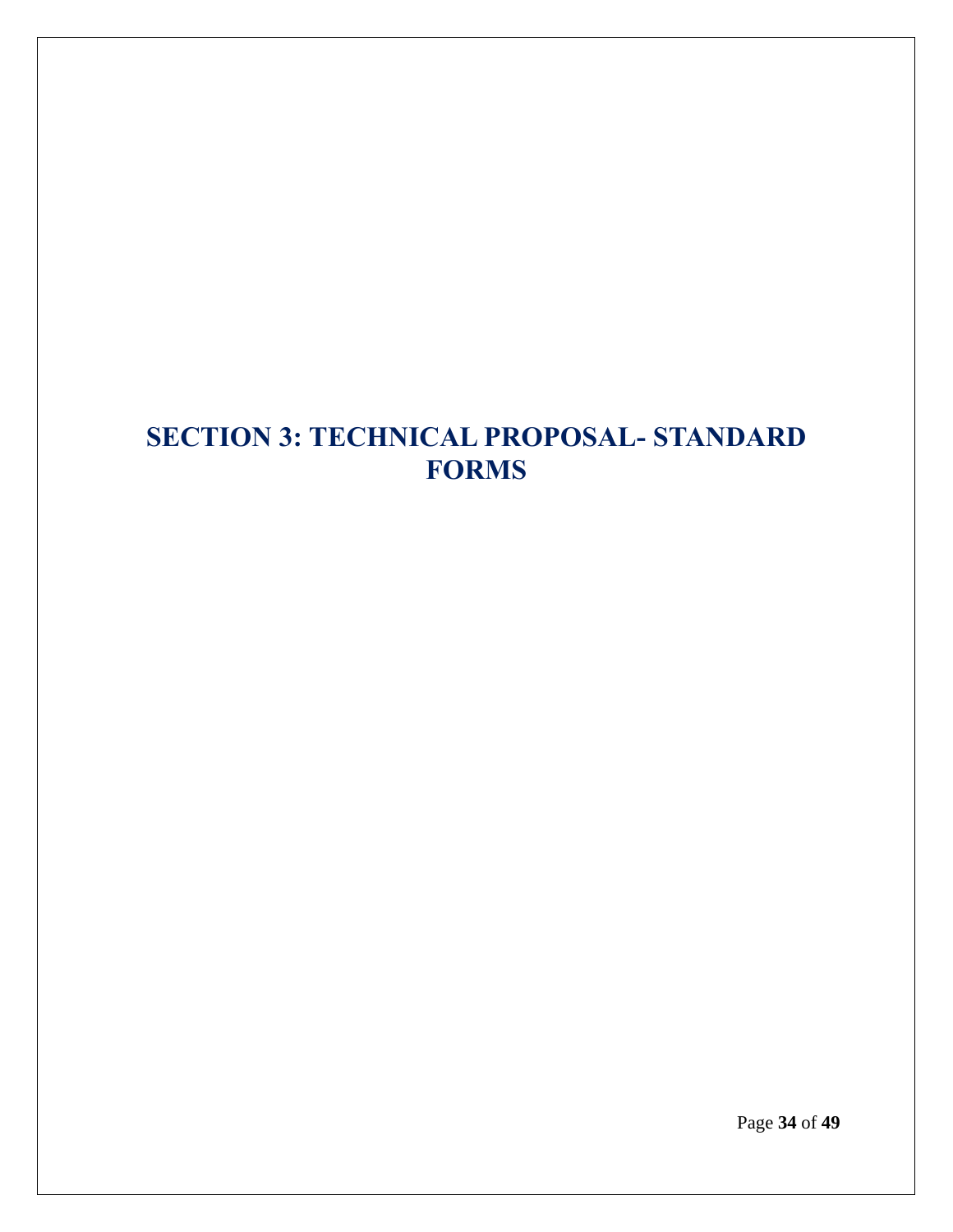# SECTION 3: TECHNICAL PROPOSAL- STANDARD FORMS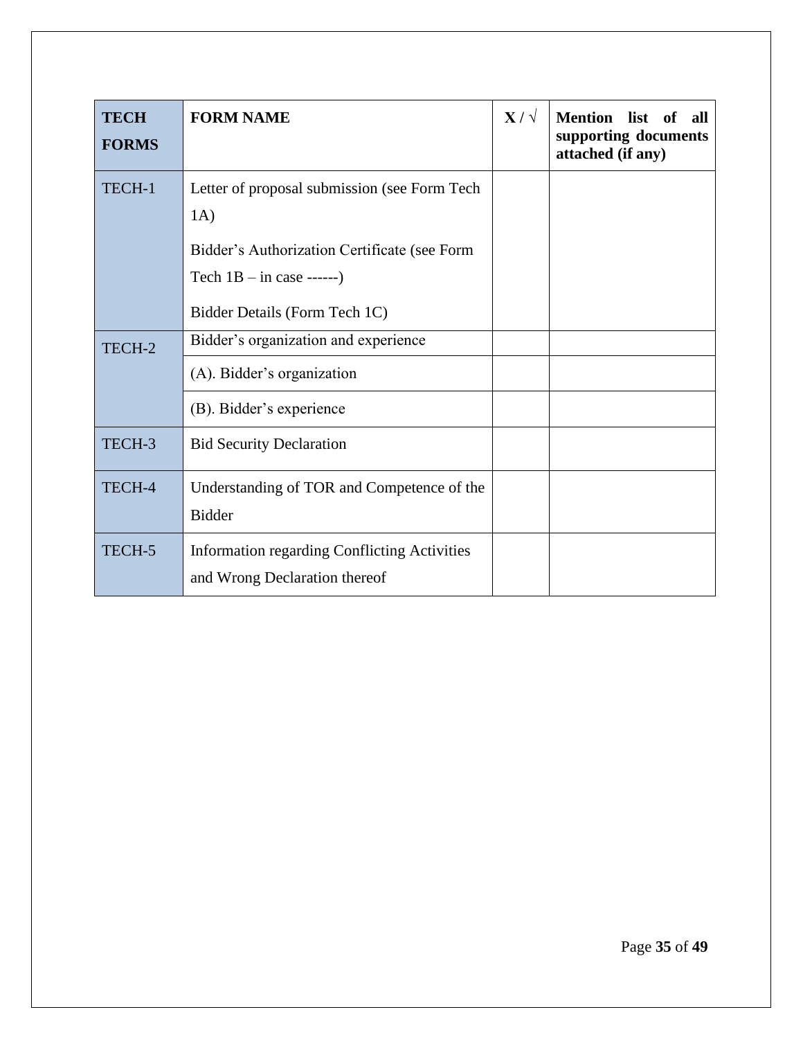| TECH FORMS | FORM NAME | X / √ | Mention list of all supporting documents attached (if any) |
|---|---|---|---|
| TECH-1 | Letter of proposal submission (see Form Tech 1A)<br><br>Bidder's Authorization Certificate (see Form Tech 1B – in case ------)<br><br>Bidder Details (Form Tech 1C) | | |
| TECH-2 | Bidder's organization and experience | | |
| | (A). Bidder's organization | | |
| | (B). Bidder's experience | | |
| TECH-3 | Bid Security Declaration | | |
| TECH-4 | Understanding of TOR and Competence of the Bidder | | |
| TECH-5 | Information regarding Conflicting Activities and Wrong Declaration thereof | | |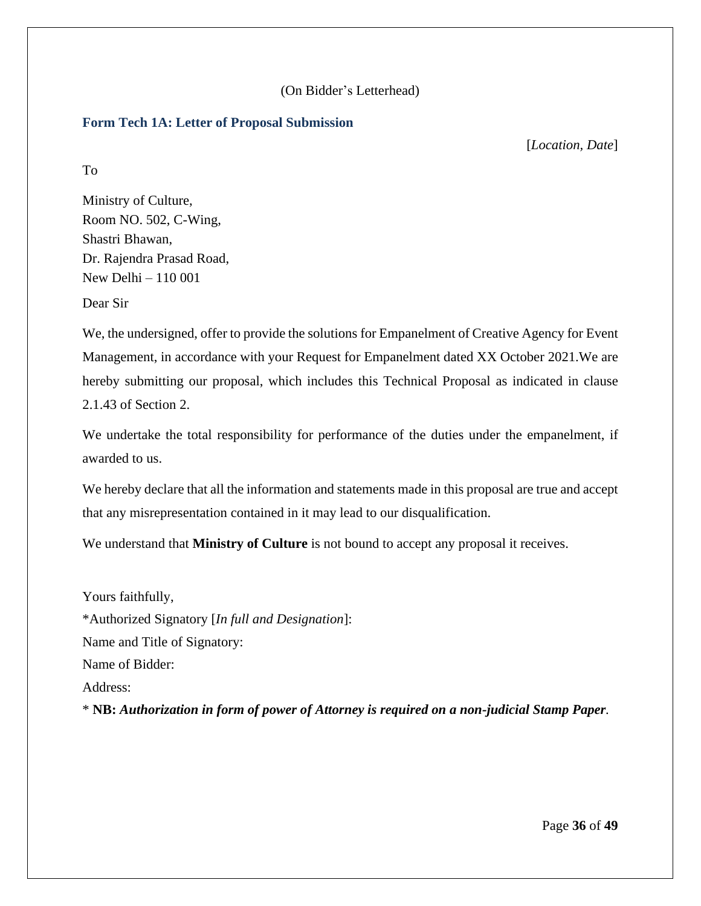(On Bidder's Letterhead)

## Form Tech 1A: Letter of Proposal Submission

[*Location, Date*]

To

Ministry of Culture,
Room NO. 502, C-Wing,
Shastri Bhawan,
Dr. Rajendra Prasad Road,
New Delhi – 110 001

Dear Sir

We, the undersigned, offer to provide the solutions for Empanelment of Creative Agency for Event Management, in accordance with your Request for Empanelment dated XX October 2021.We are hereby submitting our proposal, which includes this Technical Proposal as indicated in clause 2.1.43 of Section 2.

We undertake the total responsibility for performance of the duties under the empanelment, if awarded to us.

We hereby declare that all the information and statements made in this proposal are true and accept that any misrepresentation contained in it may lead to our disqualification.

We understand that **Ministry of Culture** is not bound to accept any proposal it receives.

Yours faithfully,
*Authorized Signatory [*In full and Designation*]:
Name and Title of Signatory:
Name of Bidder:
Address:
* **NB:** ***Authorization in form of power of Attorney is required on a non-judicial Stamp Paper***.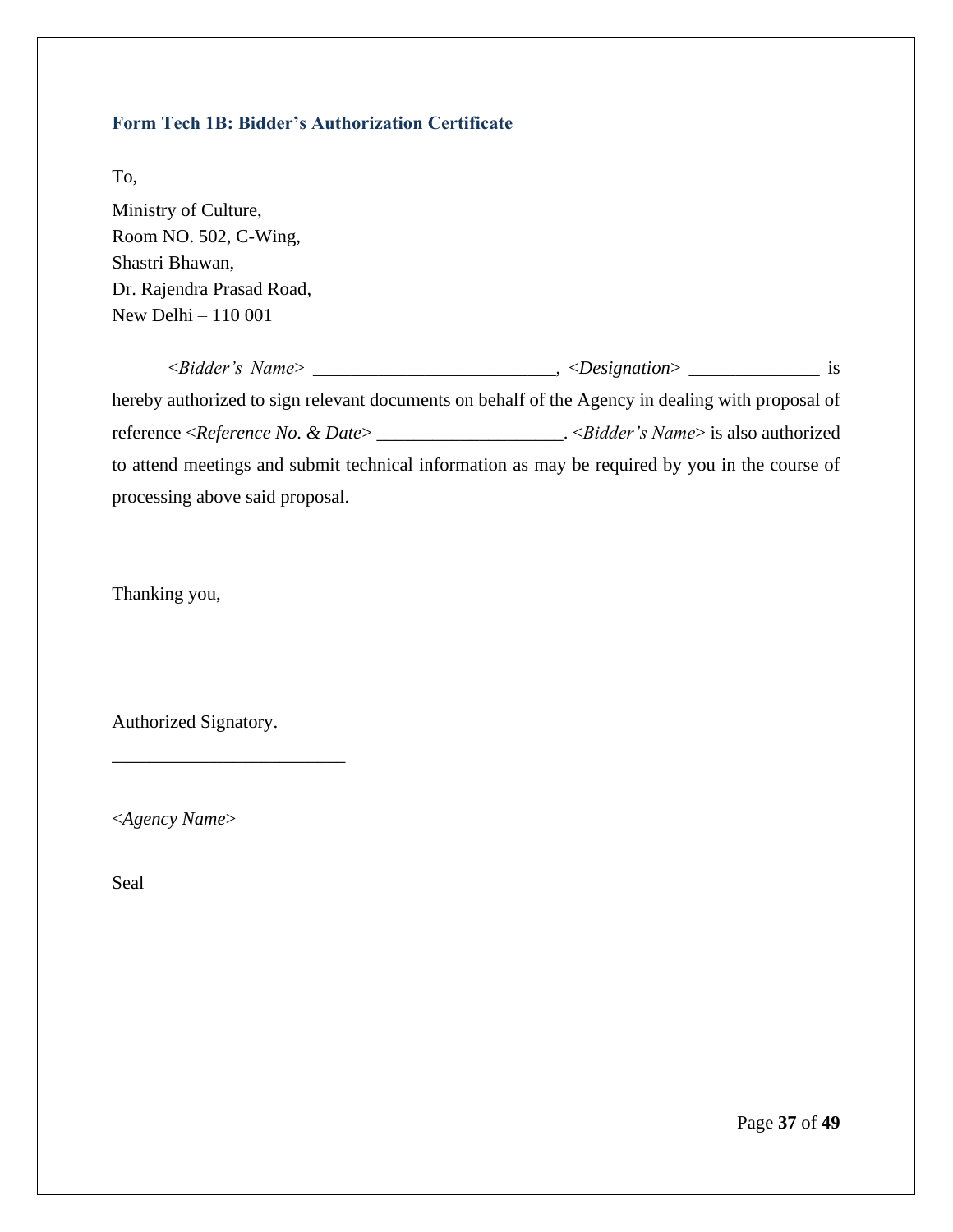### Form Tech 1B: Bidder’s Authorization Certificate

To,

Ministry of Culture,
Room NO. 502, C-Wing,
Shastri Bhawan,
Dr. Rajendra Prasad Road,
New Delhi – 110 001

<*Bidder’s Name*> __________________________, <*Designation*> ______________ is hereby authorized to sign relevant documents on behalf of the Agency in dealing with proposal of reference <*Reference No. & Date*> ____________________. <*Bidder’s Name*> is also authorized to attend meetings and submit technical information as may be required by you in the course of processing above said proposal.

Thanking you,

Authorized Signatory.

_________________________

<*Agency Name*>

Seal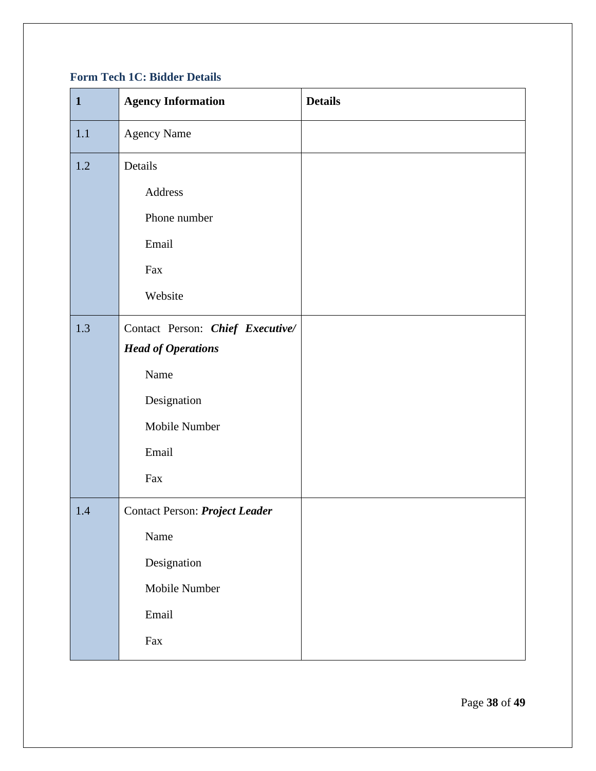### Form Tech 1C: Bidder Details

| **1** | **Agency Information** | **Details** |
|---|---|---|
| 1.1 | Agency Name | |
| 1.2 | Details<br>Address<br>Phone number<br>Email<br>Fax<br>Website | |
| 1.3 | Contact Person: ***Chief Executive/ Head of Operations***<br>Name<br>Designation<br>Mobile Number<br>Email<br>Fax | |
| 1.4 | Contact Person: ***Project Leader***<br>Name<br>Designation<br>Mobile Number<br>Email<br>Fax | |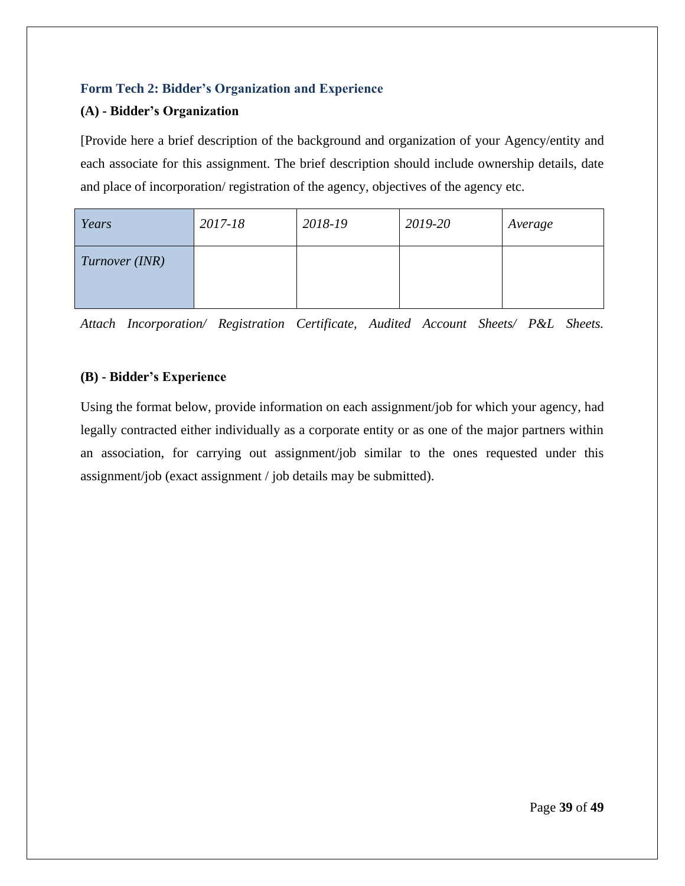### Form Tech 2: Bidder's Organization and Experience

#### (A) - Bidder's Organization

[Provide here a brief description of the background and organization of your Agency/entity and each associate for this assignment. The brief description should include ownership details, date and place of incorporation/ registration of the agency, objectives of the agency etc.

| *Years* | *2017-18* | *2018-19* | *2019-20* | *Average* |
|---|---|---|---|---|
| *Turnover (INR)* | | | | |

*Attach Incorporation/ Registration Certificate, Audited Account Sheets/ P&L Sheets.*

#### (B) - Bidder's Experience

Using the format below, provide information on each assignment/job for which your agency, had legally contracted either individually as a corporate entity or as one of the major partners within an association, for carrying out assignment/job similar to the ones requested under this assignment/job (exact assignment / job details may be submitted).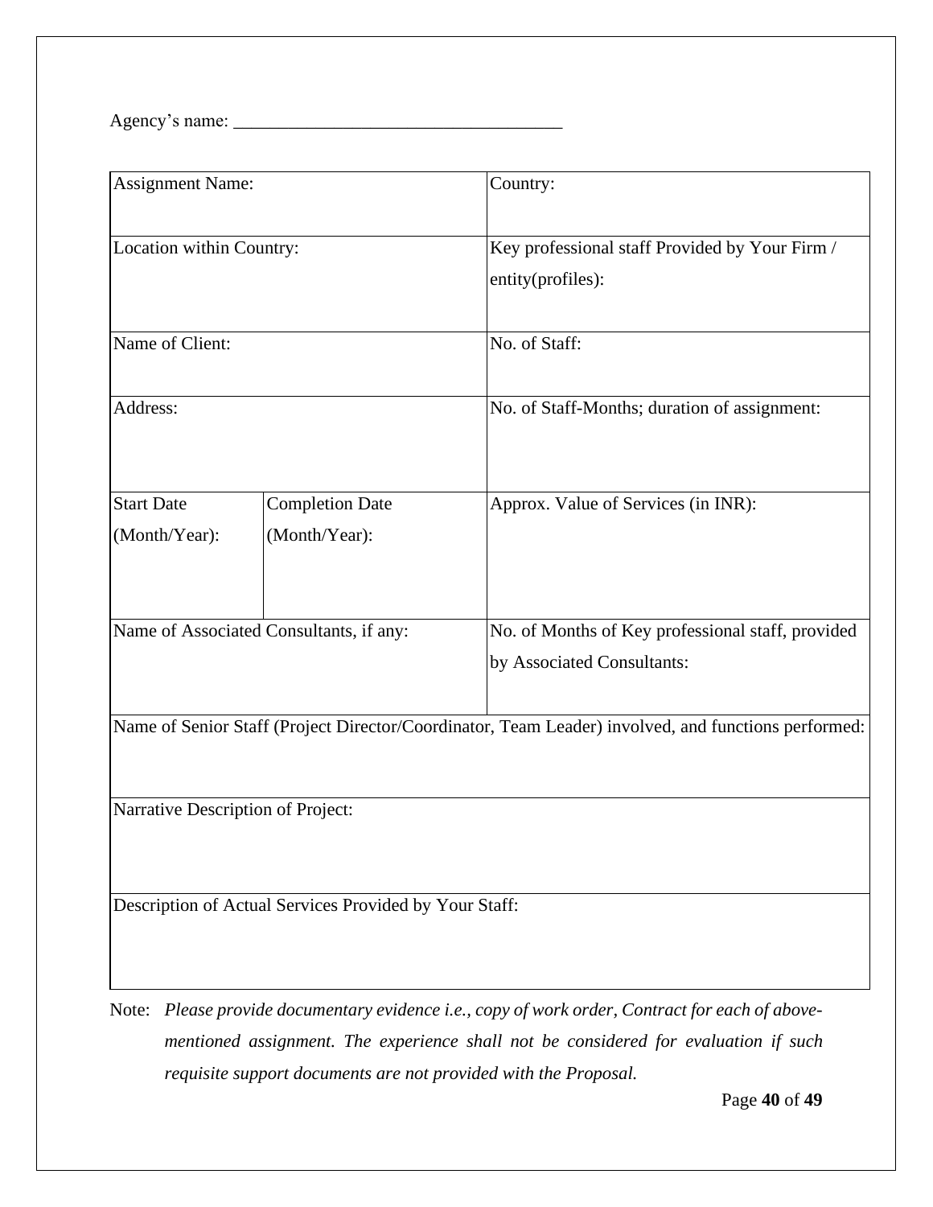Agency's name: ___________________________________

| Assignment Name: | | Country: |
|---|---|---|
| Location within Country: | | Key professional staff Provided by Your Firm / entity(profiles): |
| Name of Client: | | No. of Staff: |
| Address: | | No. of Staff-Months; duration of assignment: |
| Start Date (Month/Year): | Completion Date (Month/Year): | Approx. Value of Services (in INR): |
| Name of Associated Consultants, if any: | | No. of Months of Key professional staff, provided by Associated Consultants: |
| Name of Senior Staff (Project Director/Coordinator, Team Leader) involved, and functions performed: | | |
| Narrative Description of Project: | | |
| Description of Actual Services Provided by Your Staff: | | |

Note: *Please provide documentary evidence i.e., copy of work order, Contract for each of above-mentioned assignment. The experience shall not be considered for evaluation if such requisite support documents are not provided with the Proposal.*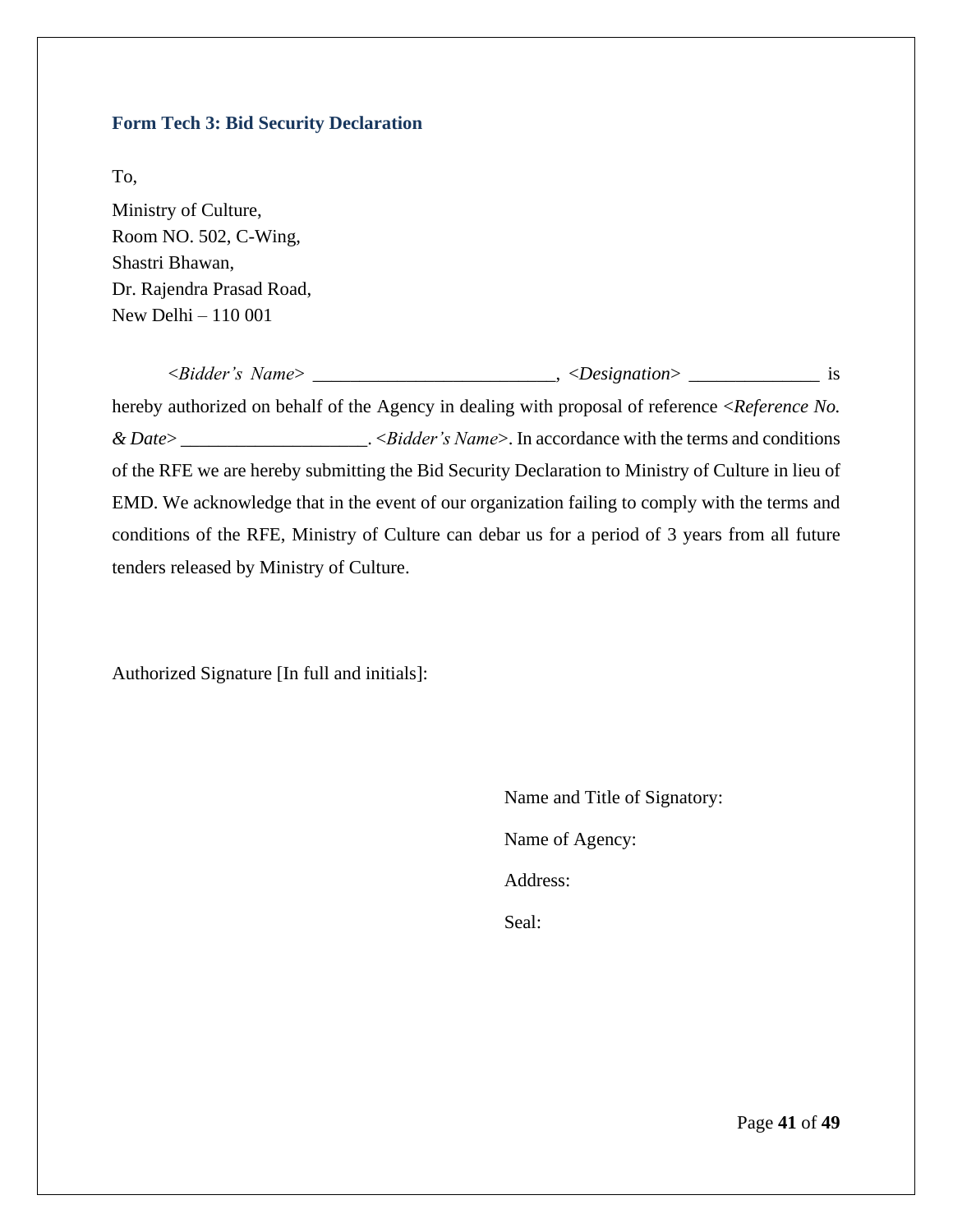### Form Tech 3: Bid Security Declaration

To,

Ministry of Culture,  
Room NO. 502, C-Wing,  
Shastri Bhawan,  
Dr. Rajendra Prasad Road,  
New Delhi – 110 001

*<Bidder's Name>* __________________________, *<Designation>* ______________ is hereby authorized on behalf of the Agency in dealing with proposal of reference *<Reference No. & Date>* ____________________. *<Bidder's Name>*. In accordance with the terms and conditions of the RFE we are hereby submitting the Bid Security Declaration to Ministry of Culture in lieu of EMD. We acknowledge that in the event of our organization failing to comply with the terms and conditions of the RFE, Ministry of Culture can debar us for a period of 3 years from all future tenders released by Ministry of Culture.

Authorized Signature [In full and initials]:

Name and Title of Signatory:

Name of Agency:

Address:

Seal: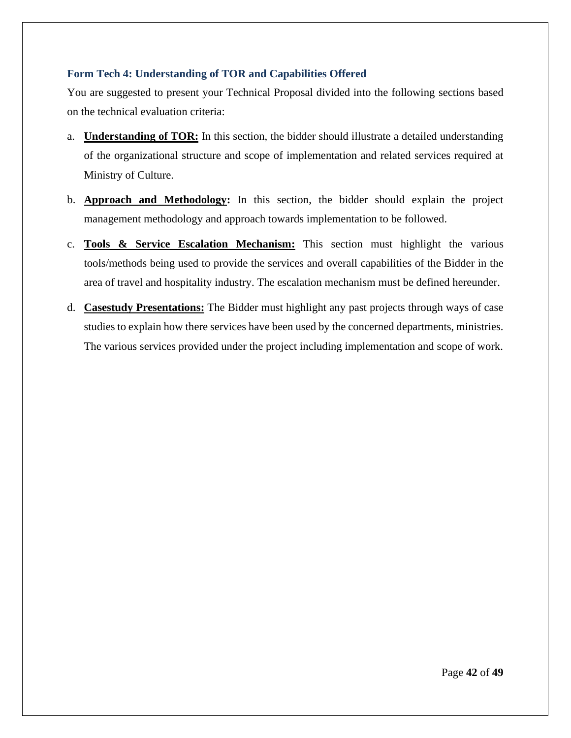### Form Tech 4: Understanding of TOR and Capabilities Offered

You are suggested to present your Technical Proposal divided into the following sections based on the technical evaluation criteria:

a. **Understanding of TOR:** In this section, the bidder should illustrate a detailed understanding of the organizational structure and scope of implementation and related services required at Ministry of Culture.

b. **Approach and Methodology:** In this section, the bidder should explain the project management methodology and approach towards implementation to be followed.

c. **Tools & Service Escalation Mechanism:** This section must highlight the various tools/methods being used to provide the services and overall capabilities of the Bidder in the area of travel and hospitality industry. The escalation mechanism must be defined hereunder.

d. **Casestudy Presentations:** The Bidder must highlight any past projects through ways of case studies to explain how there services have been used by the concerned departments, ministries. The various services provided under the project including implementation and scope of work.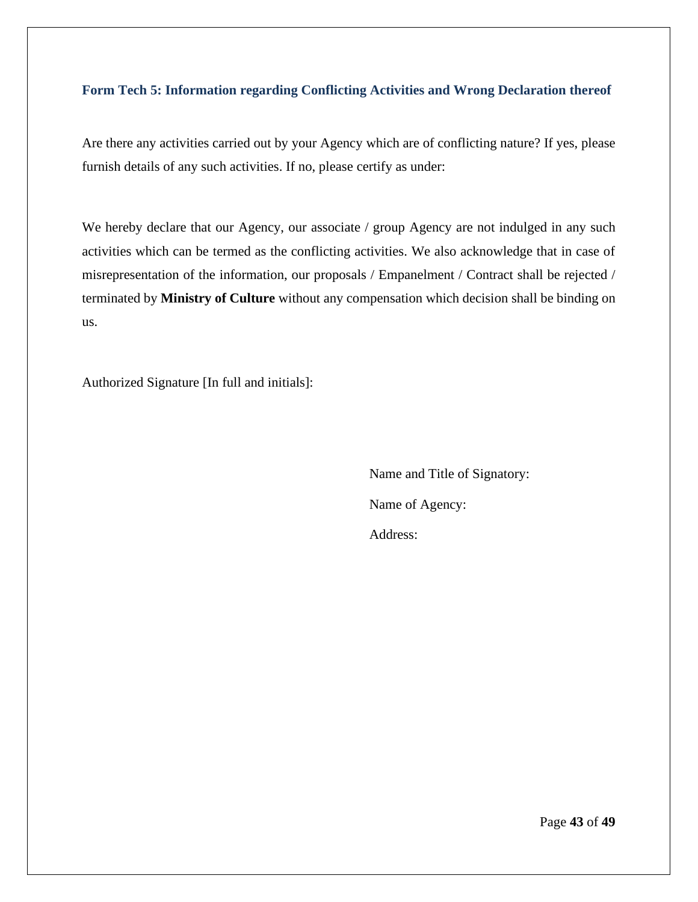### Form Tech 5: Information regarding Conflicting Activities and Wrong Declaration thereof

Are there any activities carried out by your Agency which are of conflicting nature? If yes, please furnish details of any such activities. If no, please certify as under:

We hereby declare that our Agency, our associate / group Agency are not indulged in any such activities which can be termed as the conflicting activities. We also acknowledge that in case of misrepresentation of the information, our proposals / Empanelment / Contract shall be rejected / terminated by **Ministry of Culture** without any compensation which decision shall be binding on us.

Authorized Signature [In full and initials]:

Name and Title of Signatory:

Name of Agency:

Address: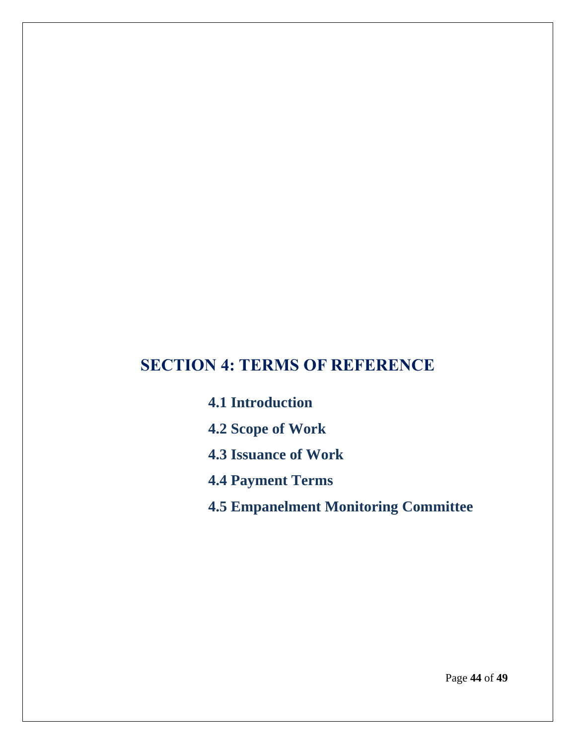# SECTION 4: TERMS OF REFERENCE

**4.1 Introduction**

**4.2 Scope of Work**

**4.3 Issuance of Work**

**4.4 Payment Terms**

**4.5 Empanelment Monitoring Committee**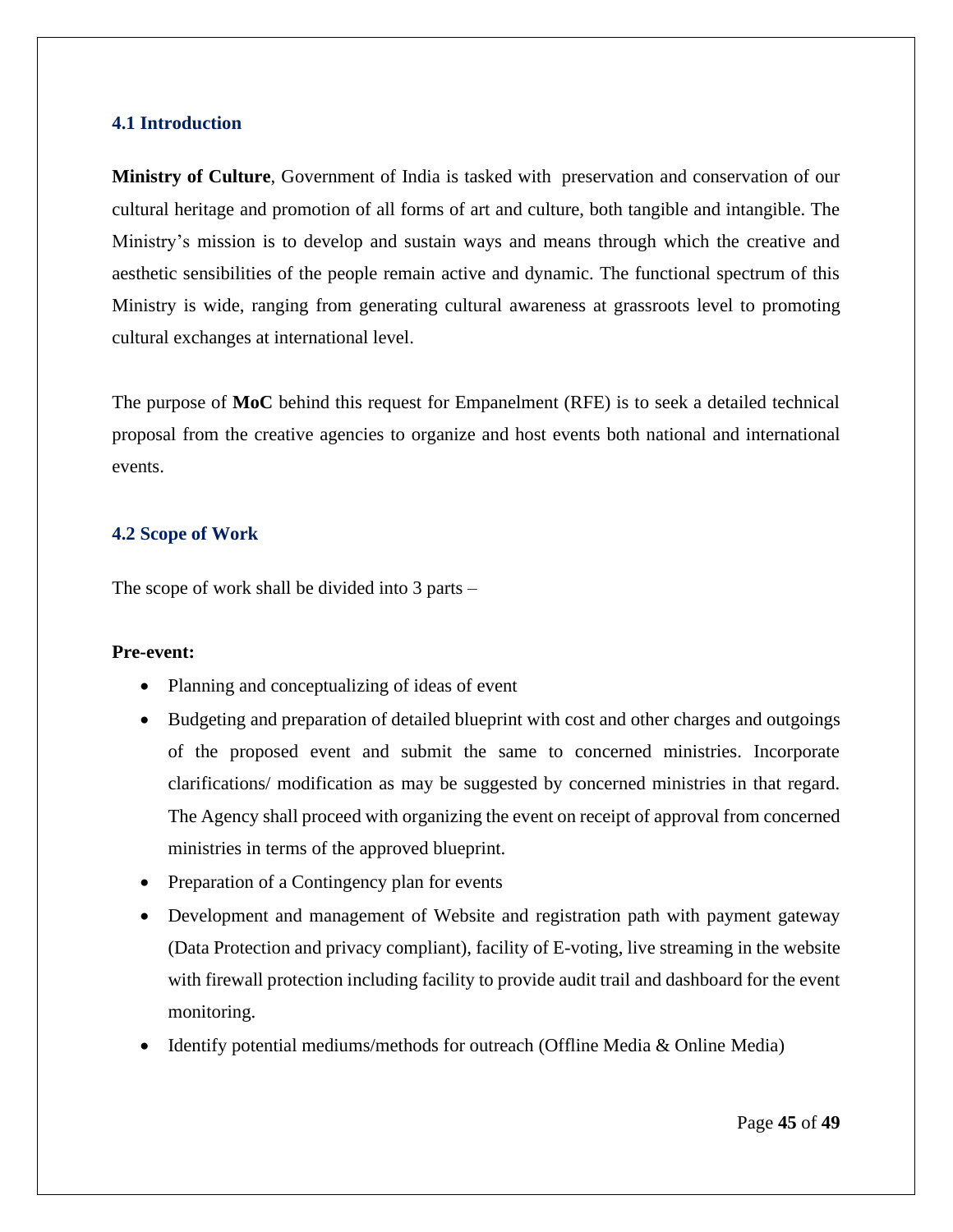### 4.1 Introduction

**Ministry of Culture**, Government of India is tasked with preservation and conservation of our cultural heritage and promotion of all forms of art and culture, both tangible and intangible. The Ministry's mission is to develop and sustain ways and means through which the creative and aesthetic sensibilities of the people remain active and dynamic. The functional spectrum of this Ministry is wide, ranging from generating cultural awareness at grassroots level to promoting cultural exchanges at international level.

The purpose of **MoC** behind this request for Empanelment (RFE) is to seek a detailed technical proposal from the creative agencies to organize and host events both national and international events.

### 4.2 Scope of Work

The scope of work shall be divided into 3 parts –

**Pre-event:**

- Planning and conceptualizing of ideas of event
- Budgeting and preparation of detailed blueprint with cost and other charges and outgoings of the proposed event and submit the same to concerned ministries. Incorporate clarifications/ modification as may be suggested by concerned ministries in that regard. The Agency shall proceed with organizing the event on receipt of approval from concerned ministries in terms of the approved blueprint.
- Preparation of a Contingency plan for events
- Development and management of Website and registration path with payment gateway (Data Protection and privacy compliant), facility of E-voting, live streaming in the website with firewall protection including facility to provide audit trail and dashboard for the event monitoring.
- Identify potential mediums/methods for outreach (Offline Media & Online Media)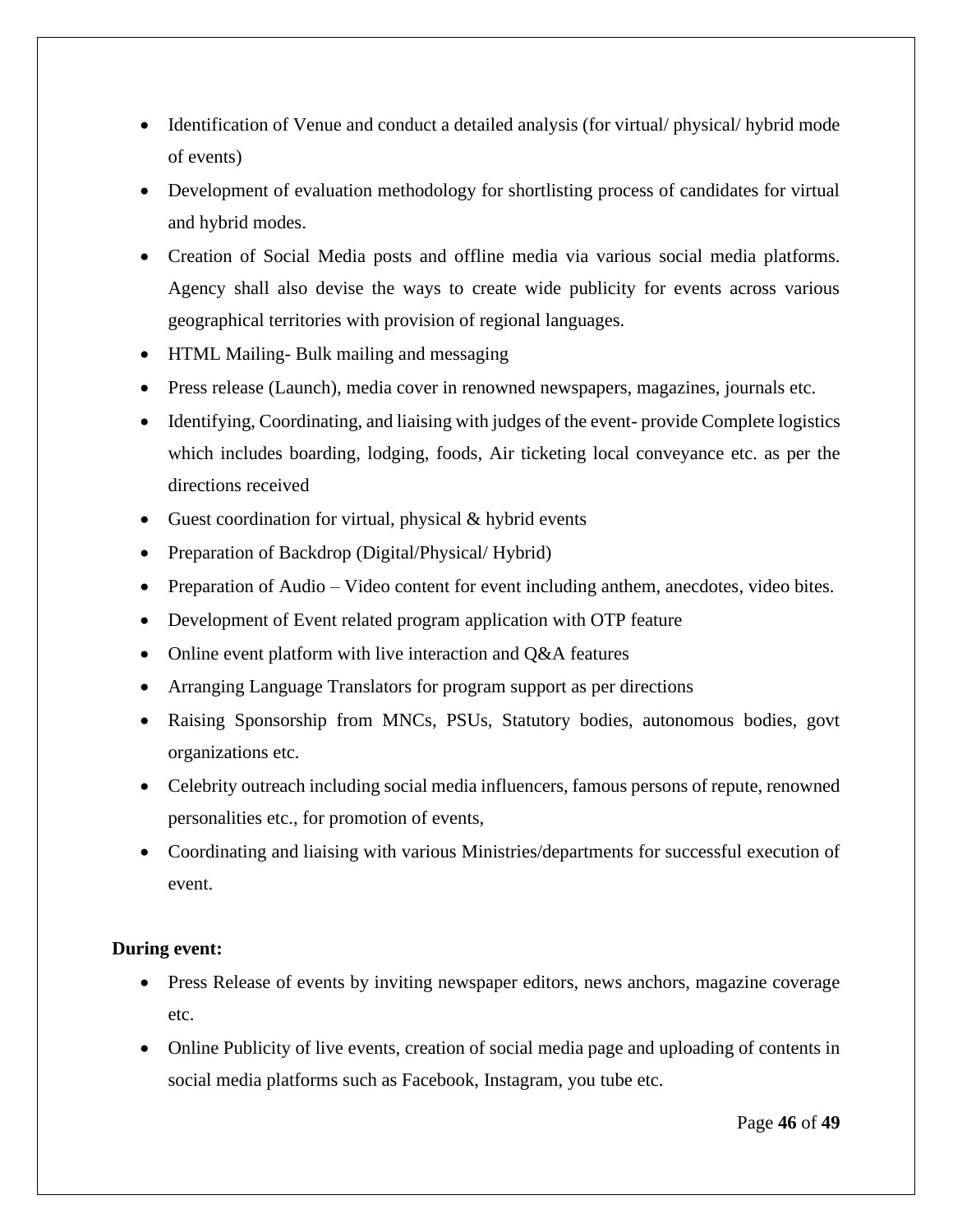- Identification of Venue and conduct a detailed analysis (for virtual/ physical/ hybrid mode of events)
- Development of evaluation methodology for shortlisting process of candidates for virtual and hybrid modes.
- Creation of Social Media posts and offline media via various social media platforms. Agency shall also devise the ways to create wide publicity for events across various geographical territories with provision of regional languages.
- HTML Mailing- Bulk mailing and messaging
- Press release (Launch), media cover in renowned newspapers, magazines, journals etc.
- Identifying, Coordinating, and liaising with judges of the event- provide Complete logistics which includes boarding, lodging, foods, Air ticketing local conveyance etc. as per the directions received
- Guest coordination for virtual, physical & hybrid events
- Preparation of Backdrop (Digital/Physical/ Hybrid)
- Preparation of Audio – Video content for event including anthem, anecdotes, video bites.
- Development of Event related program application with OTP feature
- Online event platform with live interaction and Q&A features
- Arranging Language Translators for program support as per directions
- Raising Sponsorship from MNCs, PSUs, Statutory bodies, autonomous bodies, govt organizations etc.
- Celebrity outreach including social media influencers, famous persons of repute, renowned personalities etc., for promotion of events,
- Coordinating and liaising with various Ministries/departments for successful execution of event.

**During event:**

- Press Release of events by inviting newspaper editors, news anchors, magazine coverage etc.
- Online Publicity of live events, creation of social media page and uploading of contents in social media platforms such as Facebook, Instagram, you tube etc.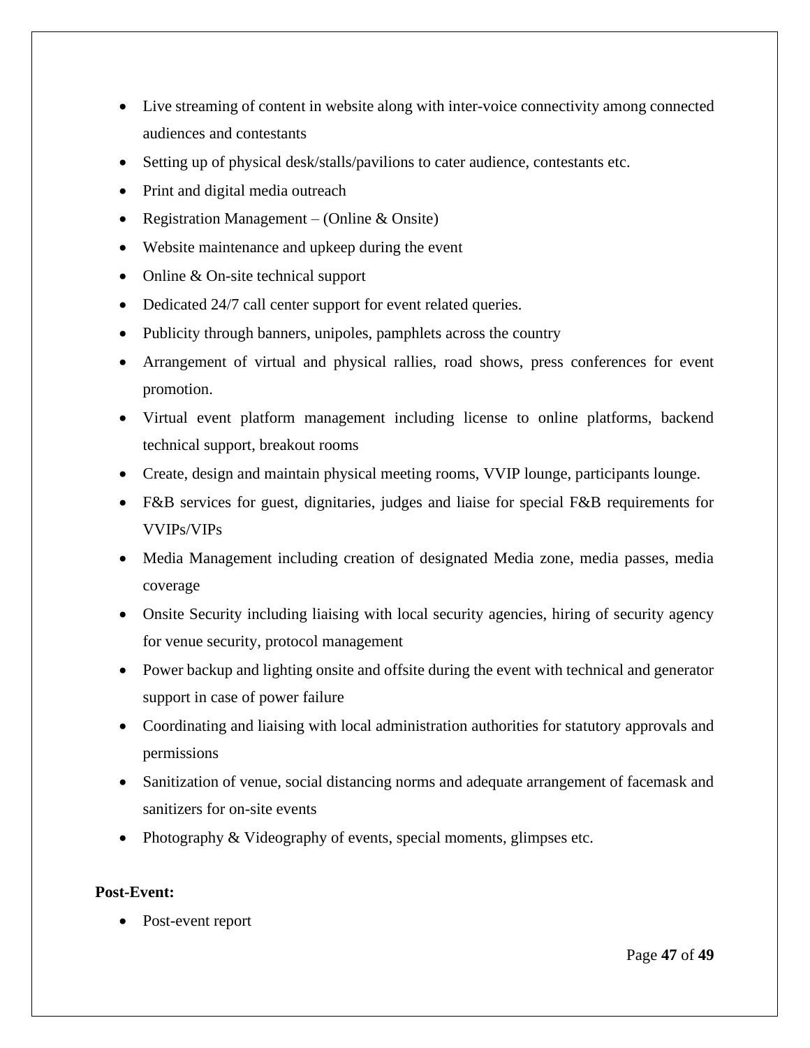- Live streaming of content in website along with inter-voice connectivity among connected audiences and contestants
- Setting up of physical desk/stalls/pavilions to cater audience, contestants etc.
- Print and digital media outreach
- Registration Management – (Online & Onsite)
- Website maintenance and upkeep during the event
- Online & On-site technical support
- Dedicated 24/7 call center support for event related queries.
- Publicity through banners, unipoles, pamphlets across the country
- Arrangement of virtual and physical rallies, road shows, press conferences for event promotion.
- Virtual event platform management including license to online platforms, backend technical support, breakout rooms
- Create, design and maintain physical meeting rooms, VVIP lounge, participants lounge.
- F&B services for guest, dignitaries, judges and liaise for special F&B requirements for VVIPs/VIPs
- Media Management including creation of designated Media zone, media passes, media coverage
- Onsite Security including liaising with local security agencies, hiring of security agency for venue security, protocol management
- Power backup and lighting onsite and offsite during the event with technical and generator support in case of power failure
- Coordinating and liaising with local administration authorities for statutory approvals and permissions
- Sanitization of venue, social distancing norms and adequate arrangement of facemask and sanitizers for on-site events
- Photography & Videography of events, special moments, glimpses etc.

**Post-Event:**

- Post-event report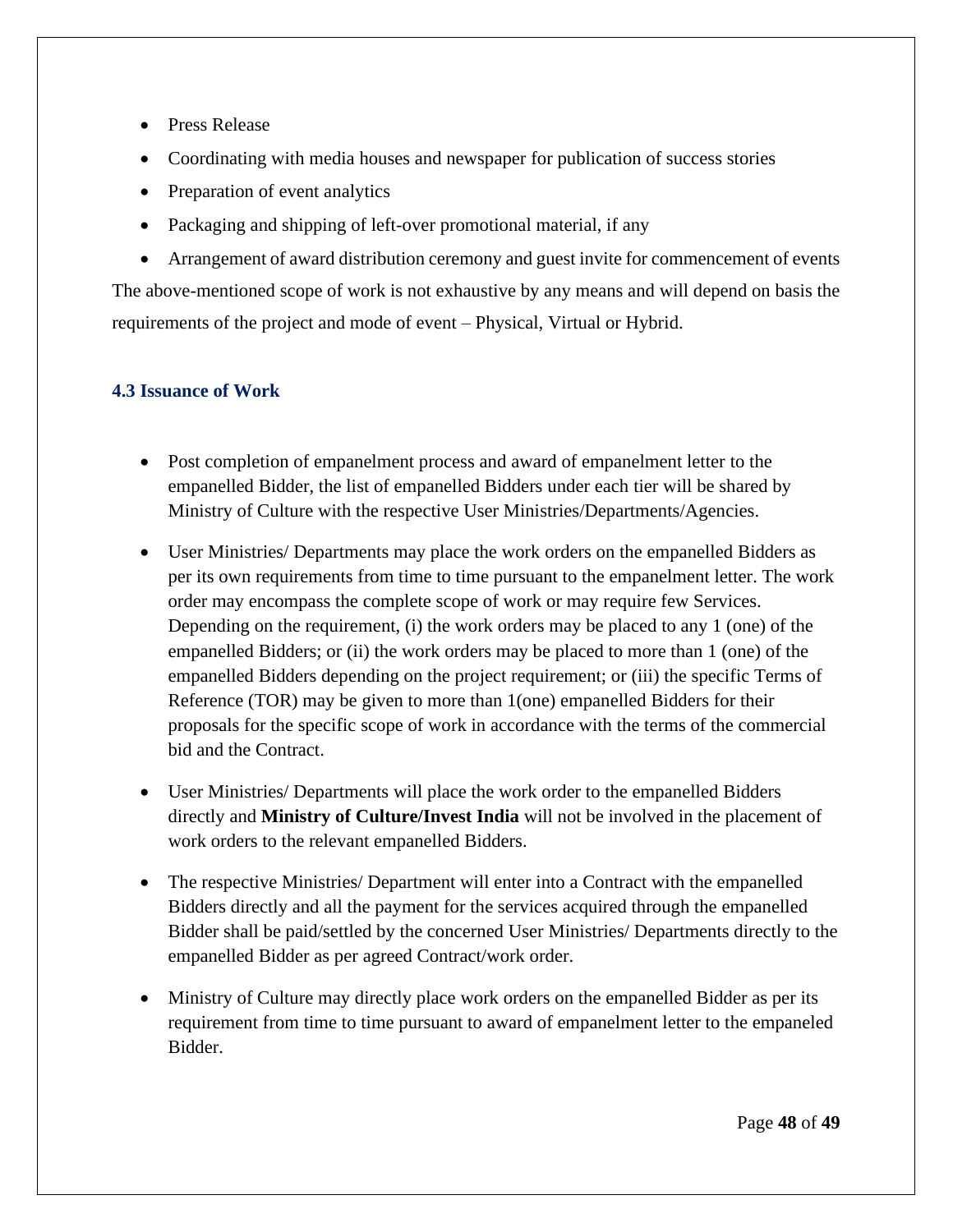- Press Release
- Coordinating with media houses and newspaper for publication of success stories
- Preparation of event analytics
- Packaging and shipping of left-over promotional material, if any
- Arrangement of award distribution ceremony and guest invite for commencement of events

The above-mentioned scope of work is not exhaustive by any means and will depend on basis the requirements of the project and mode of event – Physical, Virtual or Hybrid.

### 4.3 Issuance of Work

- Post completion of empanelment process and award of empanelment letter to the empanelled Bidder, the list of empanelled Bidders under each tier will be shared by Ministry of Culture with the respective User Ministries/Departments/Agencies.
- User Ministries/ Departments may place the work orders on the empanelled Bidders as per its own requirements from time to time pursuant to the empanelment letter. The work order may encompass the complete scope of work or may require few Services. Depending on the requirement, (i) the work orders may be placed to any 1 (one) of the empanelled Bidders; or (ii) the work orders may be placed to more than 1 (one) of the empanelled Bidders depending on the project requirement; or (iii) the specific Terms of Reference (TOR) may be given to more than 1(one) empanelled Bidders for their proposals for the specific scope of work in accordance with the terms of the commercial bid and the Contract.
- User Ministries/ Departments will place the work order to the empanelled Bidders directly and **Ministry of Culture/Invest India** will not be involved in the placement of work orders to the relevant empanelled Bidders.
- The respective Ministries/ Department will enter into a Contract with the empanelled Bidders directly and all the payment for the services acquired through the empanelled Bidder shall be paid/settled by the concerned User Ministries/ Departments directly to the empanelled Bidder as per agreed Contract/work order.
- Ministry of Culture may directly place work orders on the empanelled Bidder as per its requirement from time to time pursuant to award of empanelment letter to the empaneled Bidder.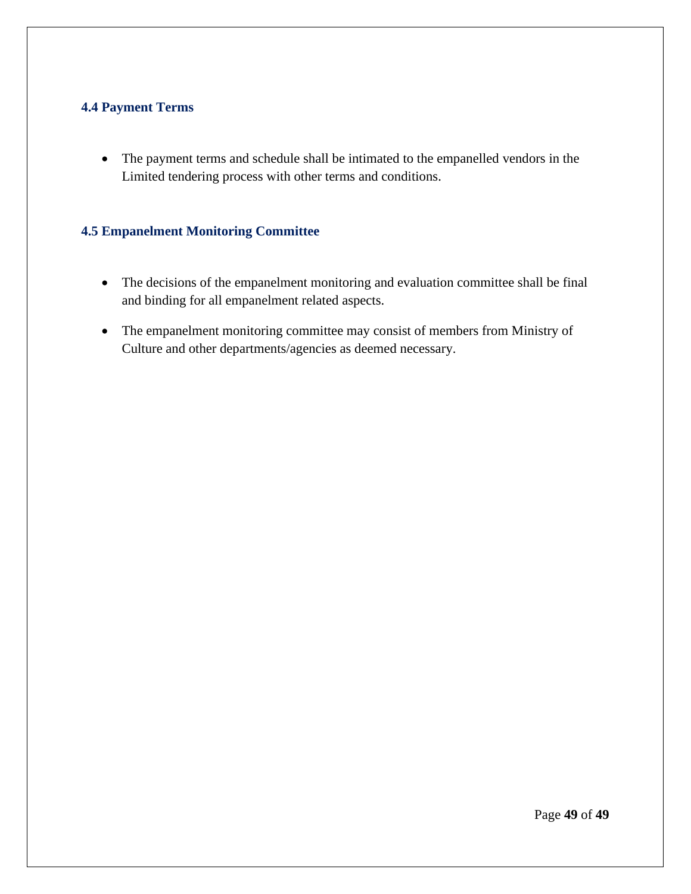### 4.4 Payment Terms

- The payment terms and schedule shall be intimated to the empanelled vendors in the Limited tendering process with other terms and conditions.

### 4.5 Empanelment Monitoring Committee

- The decisions of the empanelment monitoring and evaluation committee shall be final and binding for all empanelment related aspects.
- The empanelment monitoring committee may consist of members from Ministry of Culture and other departments/agencies as deemed necessary.